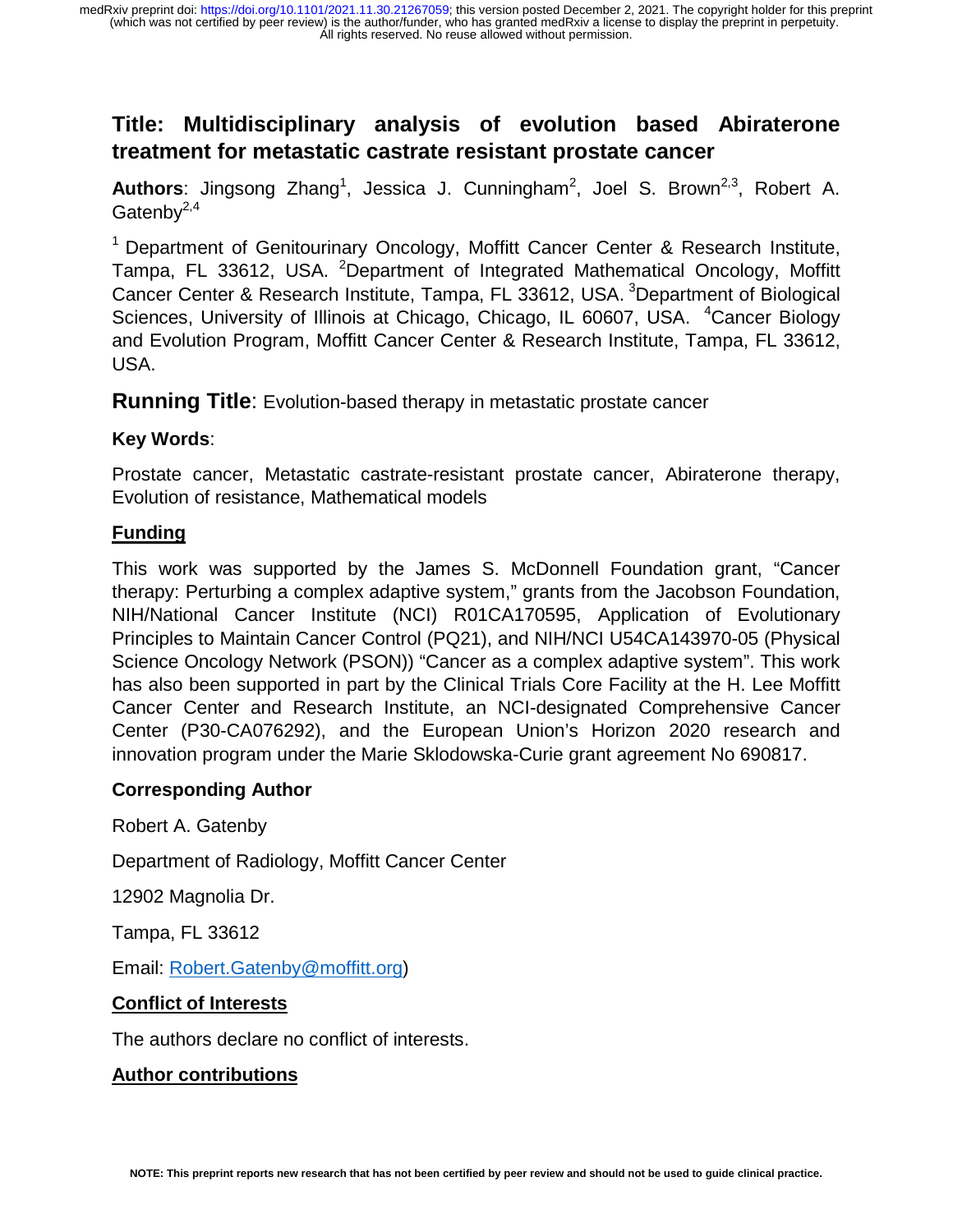# Title: Multidisciplinary analysis of evolution based Abiraterone treatment for metastatic castrate resistant prostate cancer

**Authors**: Jingsong Zhang[1], Jessica J. Cunningham[2], Joel S. Brown[2,3], Robert A. Gatenby[2,4]

[1] Department of Genitourinary Oncology, Moffitt Cancer Center & Research Institute, Tampa, FL 33612, USA. [2]Department of Integrated Mathematical Oncology, Moffitt Cancer Center & Research Institute, Tampa, FL 33612, USA. [3]Department of Biological Sciences, University of Illinois at Chicago, Chicago, IL 60607, USA. [4]Cancer Biology and Evolution Program, Moffitt Cancer Center & Research Institute, Tampa, FL 33612, USA.

## Running Title: Evolution-based therapy in metastatic prostate cancer

### Key Words:

Prostate cancer, Metastatic castrate-resistant prostate cancer, Abiraterone therapy, Evolution of resistance, Mathematical models

### Funding

This work was supported by the James S. McDonnell Foundation grant, "Cancer therapy: Perturbing a complex adaptive system," grants from the Jacobson Foundation, NIH/National Cancer Institute (NCI) R01CA170595, Application of Evolutionary Principles to Maintain Cancer Control (PQ21), and NIH/NCI U54CA143970-05 (Physical Science Oncology Network (PSON)) "Cancer as a complex adaptive system". This work has also been supported in part by the Clinical Trials Core Facility at the H. Lee Moffitt Cancer Center and Research Institute, an NCI-designated Comprehensive Cancer Center (P30-CA076292), and the European Union's Horizon 2020 research and innovation program under the Marie Sklodowska-Curie grant agreement No 690817.

### Corresponding Author

Robert A. Gatenby

Department of Radiology, Moffitt Cancer Center

12902 Magnolia Dr.

Tampa, FL 33612

Email: Robert.Gatenby@moffitt.org)

### Conflict of Interests

The authors declare no conflict of interests.

### Author contributions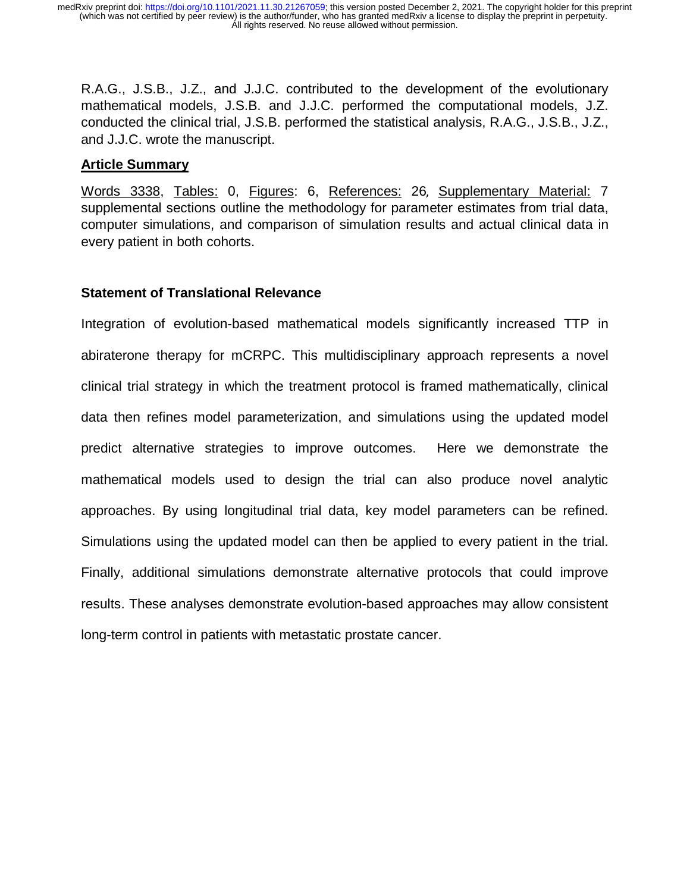R.A.G., J.S.B., J.Z., and J.J.C. contributed to the development of the evolutionary mathematical models, J.S.B. and J.J.C. performed the computational models, J.Z. conducted the clinical trial, J.S.B. performed the statistical analysis, R.A.G., J.S.B., J.Z., and J.J.C. wrote the manuscript.

## Article Summary

Words 3338, Tables: 0, Figures: 6, References: 26, Supplementary Material: 7 supplemental sections outline the methodology for parameter estimates from trial data, computer simulations, and comparison of simulation results and actual clinical data in every patient in both cohorts.

## Statement of Translational Relevance

Integration of evolution-based mathematical models significantly increased TTP in abiraterone therapy for mCRPC. This multidisciplinary approach represents a novel clinical trial strategy in which the treatment protocol is framed mathematically, clinical data then refines model parameterization, and simulations using the updated model predict alternative strategies to improve outcomes. Here we demonstrate the mathematical models used to design the trial can also produce novel analytic approaches. By using longitudinal trial data, key model parameters can be refined. Simulations using the updated model can then be applied to every patient in the trial. Finally, additional simulations demonstrate alternative protocols that could improve results. These analyses demonstrate evolution-based approaches may allow consistent long-term control in patients with metastatic prostate cancer.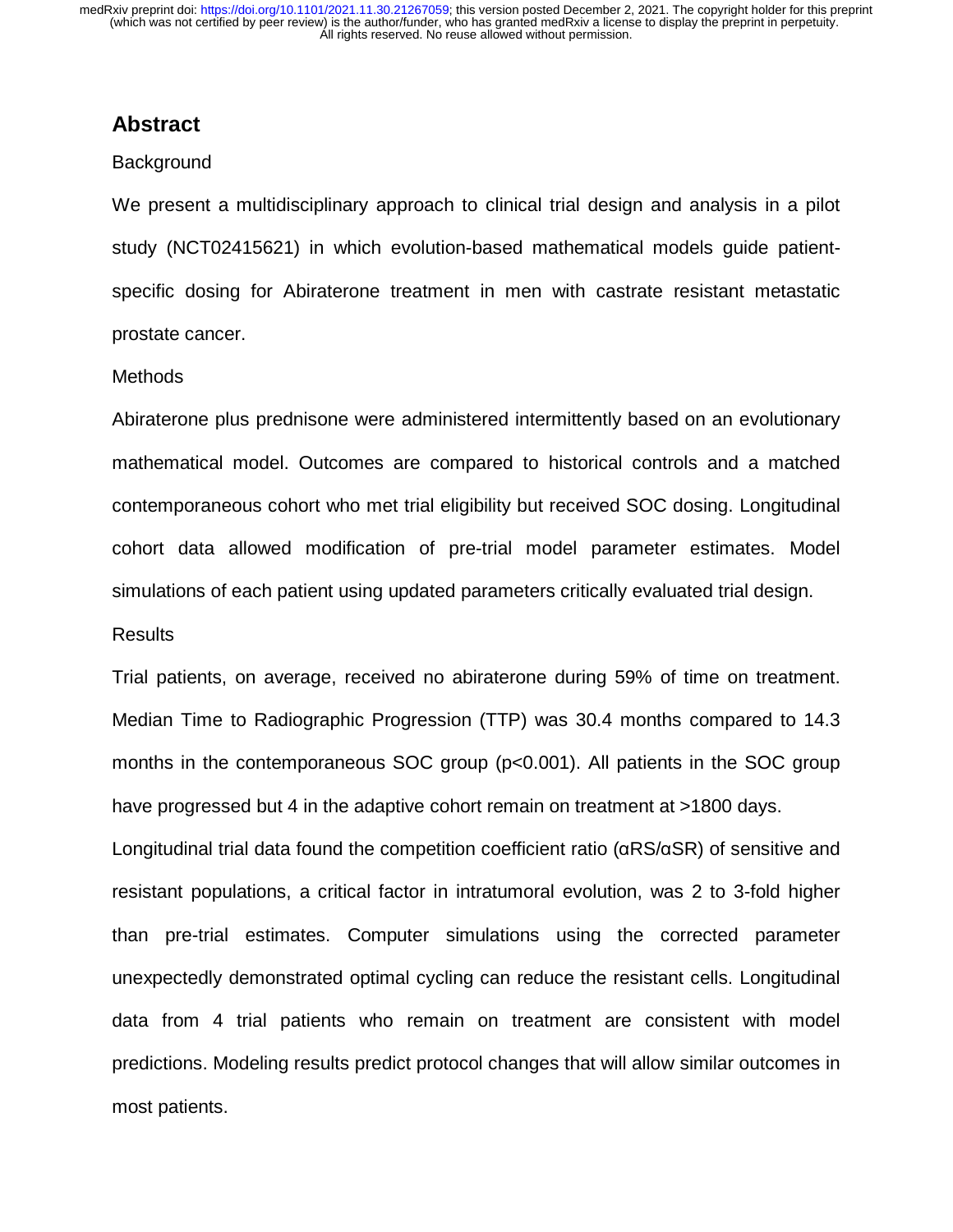## Abstract

Background

We present a multidisciplinary approach to clinical trial design and analysis in a pilot study (NCT02415621) in which evolution-based mathematical models guide patient-specific dosing for Abiraterone treatment in men with castrate resistant metastatic prostate cancer.

Methods

Abiraterone plus prednisone were administered intermittently based on an evolutionary mathematical model. Outcomes are compared to historical controls and a matched contemporaneous cohort who met trial eligibility but received SOC dosing. Longitudinal cohort data allowed modification of pre-trial model parameter estimates. Model simulations of each patient using updated parameters critically evaluated trial design.

Results

Trial patients, on average, received no abiraterone during 59% of time on treatment. Median Time to Radiographic Progression (TTP) was 30.4 months compared to 14.3 months in the contemporaneous SOC group ($p<0.001$). All patients in the SOC group have progressed but 4 in the adaptive cohort remain on treatment at >1800 days.

Longitudinal trial data found the competition coefficient ratio ($\alpha_{RS}/\alpha_{SR}$) of sensitive and resistant populations, a critical factor in intratumoral evolution, was 2 to 3-fold higher than pre-trial estimates. Computer simulations using the corrected parameter unexpectedly demonstrated optimal cycling can reduce the resistant cells. Longitudinal data from 4 trial patients who remain on treatment are consistent with model predictions. Modeling results predict protocol changes that will allow similar outcomes in most patients.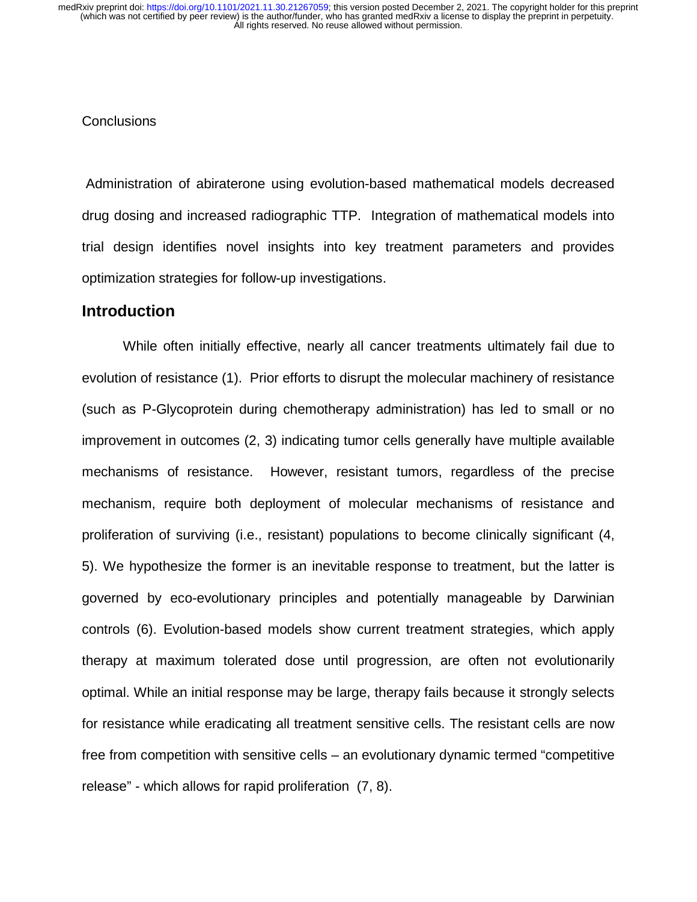Conclusions

Administration of abiraterone using evolution-based mathematical models decreased drug dosing and increased radiographic TTP. Integration of mathematical models into trial design identifies novel insights into key treatment parameters and provides optimization strategies for follow-up investigations.

## Introduction

While often initially effective, nearly all cancer treatments ultimately fail due to evolution of resistance (1). Prior efforts to disrupt the molecular machinery of resistance (such as P-Glycoprotein during chemotherapy administration) has led to small or no improvement in outcomes (2, 3) indicating tumor cells generally have multiple available mechanisms of resistance. However, resistant tumors, regardless of the precise mechanism, require both deployment of molecular mechanisms of resistance and proliferation of surviving (i.e., resistant) populations to become clinically significant (4, 5). We hypothesize the former is an inevitable response to treatment, but the latter is governed by eco-evolutionary principles and potentially manageable by Darwinian controls (6). Evolution-based models show current treatment strategies, which apply therapy at maximum tolerated dose until progression, are often not evolutionarily optimal. While an initial response may be large, therapy fails because it strongly selects for resistance while eradicating all treatment sensitive cells. The resistant cells are now free from competition with sensitive cells – an evolutionary dynamic termed "competitive release" - which allows for rapid proliferation (7, 8).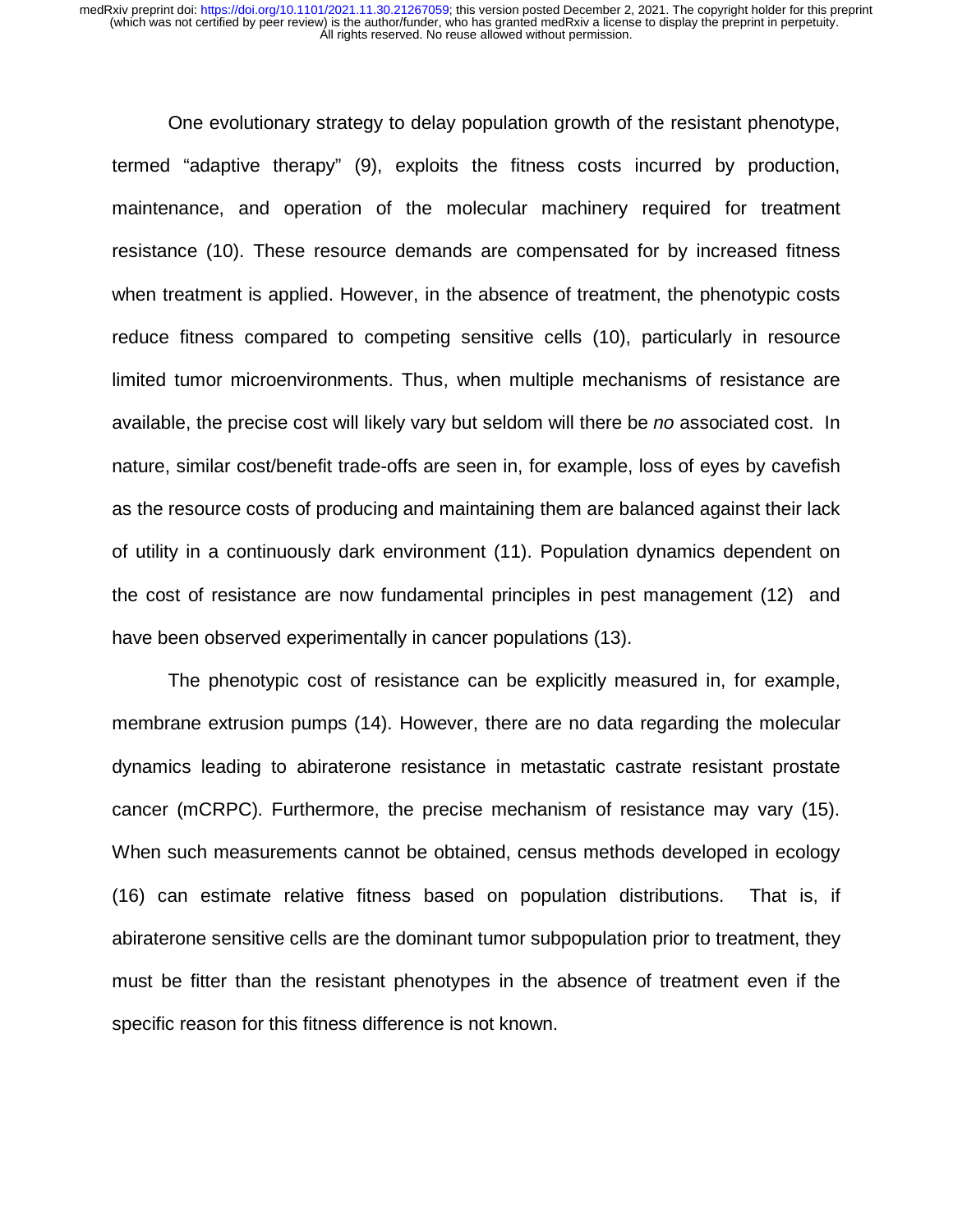One evolutionary strategy to delay population growth of the resistant phenotype, termed "adaptive therapy" (9), exploits the fitness costs incurred by production, maintenance, and operation of the molecular machinery required for treatment resistance (10). These resource demands are compensated for by increased fitness when treatment is applied. However, in the absence of treatment, the phenotypic costs reduce fitness compared to competing sensitive cells (10), particularly in resource limited tumor microenvironments. Thus, when multiple mechanisms of resistance are available, the precise cost will likely vary but seldom will there be *no* associated cost. In nature, similar cost/benefit trade-offs are seen in, for example, loss of eyes by cavefish as the resource costs of producing and maintaining them are balanced against their lack of utility in a continuously dark environment (11). Population dynamics dependent on the cost of resistance are now fundamental principles in pest management (12) and have been observed experimentally in cancer populations (13).

The phenotypic cost of resistance can be explicitly measured in, for example, membrane extrusion pumps (14). However, there are no data regarding the molecular dynamics leading to abiraterone resistance in metastatic castrate resistant prostate cancer (mCRPC). Furthermore, the precise mechanism of resistance may vary (15). When such measurements cannot be obtained, census methods developed in ecology (16) can estimate relative fitness based on population distributions. That is, if abiraterone sensitive cells are the dominant tumor subpopulation prior to treatment, they must be fitter than the resistant phenotypes in the absence of treatment even if the specific reason for this fitness difference is not known.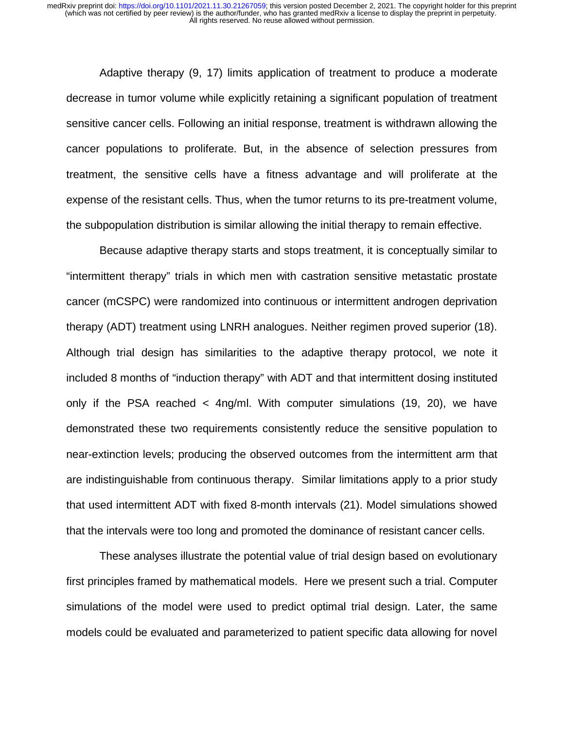Adaptive therapy (9, 17) limits application of treatment to produce a moderate decrease in tumor volume while explicitly retaining a significant population of treatment sensitive cancer cells. Following an initial response, treatment is withdrawn allowing the cancer populations to proliferate. But, in the absence of selection pressures from treatment, the sensitive cells have a fitness advantage and will proliferate at the expense of the resistant cells. Thus, when the tumor returns to its pre-treatment volume, the subpopulation distribution is similar allowing the initial therapy to remain effective.

Because adaptive therapy starts and stops treatment, it is conceptually similar to "intermittent therapy" trials in which men with castration sensitive metastatic prostate cancer (mCSPC) were randomized into continuous or intermittent androgen deprivation therapy (ADT) treatment using LNRH analogues. Neither regimen proved superior (18). Although trial design has similarities to the adaptive therapy protocol, we note it included 8 months of "induction therapy" with ADT and that intermittent dosing instituted only if the PSA reached < 4ng/ml. With computer simulations (19, 20), we have demonstrated these two requirements consistently reduce the sensitive population to near-extinction levels; producing the observed outcomes from the intermittent arm that are indistinguishable from continuous therapy. Similar limitations apply to a prior study that used intermittent ADT with fixed 8-month intervals (21). Model simulations showed that the intervals were too long and promoted the dominance of resistant cancer cells.

These analyses illustrate the potential value of trial design based on evolutionary first principles framed by mathematical models. Here we present such a trial. Computer simulations of the model were used to predict optimal trial design. Later, the same models could be evaluated and parameterized to patient specific data allowing for novel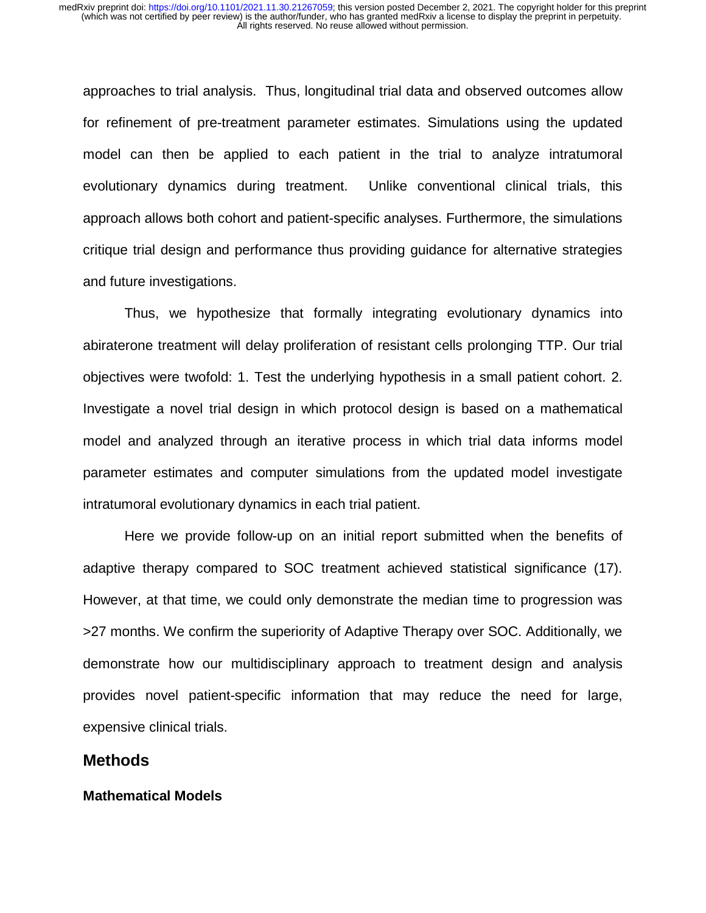approaches to trial analysis. Thus, longitudinal trial data and observed outcomes allow for refinement of pre-treatment parameter estimates. Simulations using the updated model can then be applied to each patient in the trial to analyze intratumoral evolutionary dynamics during treatment. Unlike conventional clinical trials, this approach allows both cohort and patient-specific analyses. Furthermore, the simulations critique trial design and performance thus providing guidance for alternative strategies and future investigations.

Thus, we hypothesize that formally integrating evolutionary dynamics into abiraterone treatment will delay proliferation of resistant cells prolonging TTP. Our trial objectives were twofold: 1. Test the underlying hypothesis in a small patient cohort. 2. Investigate a novel trial design in which protocol design is based on a mathematical model and analyzed through an iterative process in which trial data informs model parameter estimates and computer simulations from the updated model investigate intratumoral evolutionary dynamics in each trial patient.

Here we provide follow-up on an initial report submitted when the benefits of adaptive therapy compared to SOC treatment achieved statistical significance (17). However, at that time, we could only demonstrate the median time to progression was >27 months. We confirm the superiority of Adaptive Therapy over SOC. Additionally, we demonstrate how our multidisciplinary approach to treatment design and analysis provides novel patient-specific information that may reduce the need for large, expensive clinical trials.

## Methods

### Mathematical Models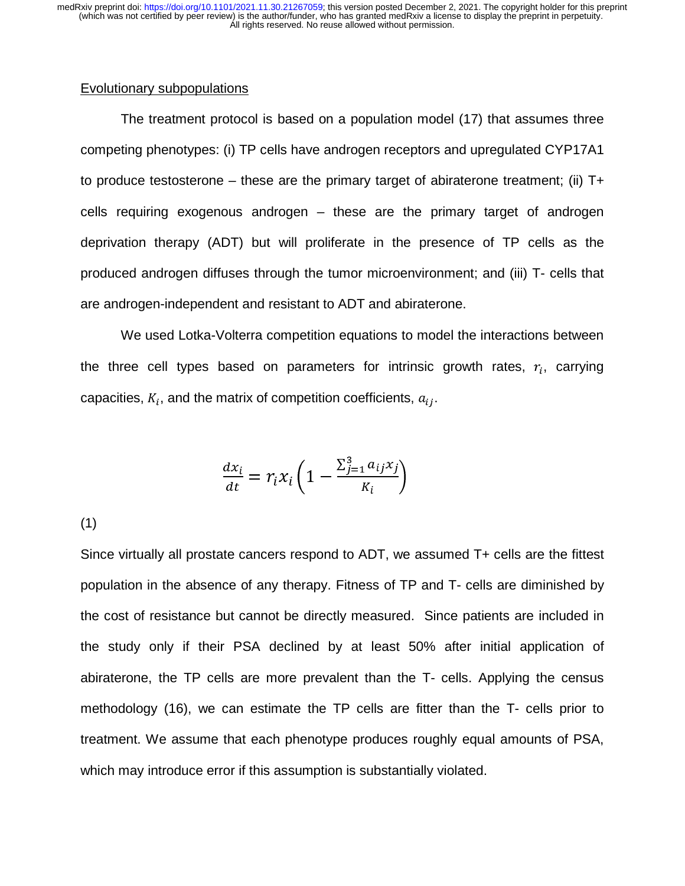Evolutionary subpopulations

The treatment protocol is based on a population model (17) that assumes three competing phenotypes: (i) TP cells have androgen receptors and upregulated CYP17A1 to produce testosterone – these are the primary target of abiraterone treatment; (ii) T+ cells requiring exogenous androgen – these are the primary target of androgen deprivation therapy (ADT) but will proliferate in the presence of TP cells as the produced androgen diffuses through the tumor microenvironment; and (iii) T- cells that are androgen-independent and resistant to ADT and abiraterone.

We used Lotka-Volterra competition equations to model the interactions between the three cell types based on parameters for intrinsic growth rates, $r_i$, carrying capacities, $K_i$, and the matrix of competition coefficients, $a_{ij}$.

$$\frac{dx_i}{dt} = r_i x_i \left(1 - \frac{\sum_{j=1}^{3} a_{ij} x_j}{K_i}\right)$$

(1)

Since virtually all prostate cancers respond to ADT, we assumed T+ cells are the fittest population in the absence of any therapy. Fitness of TP and T- cells are diminished by the cost of resistance but cannot be directly measured. Since patients are included in the study only if their PSA declined by at least 50% after initial application of abiraterone, the TP cells are more prevalent than the T- cells. Applying the census methodology (16), we can estimate the TP cells are fitter than the T- cells prior to treatment. We assume that each phenotype produces roughly equal amounts of PSA, which may introduce error if this assumption is substantially violated.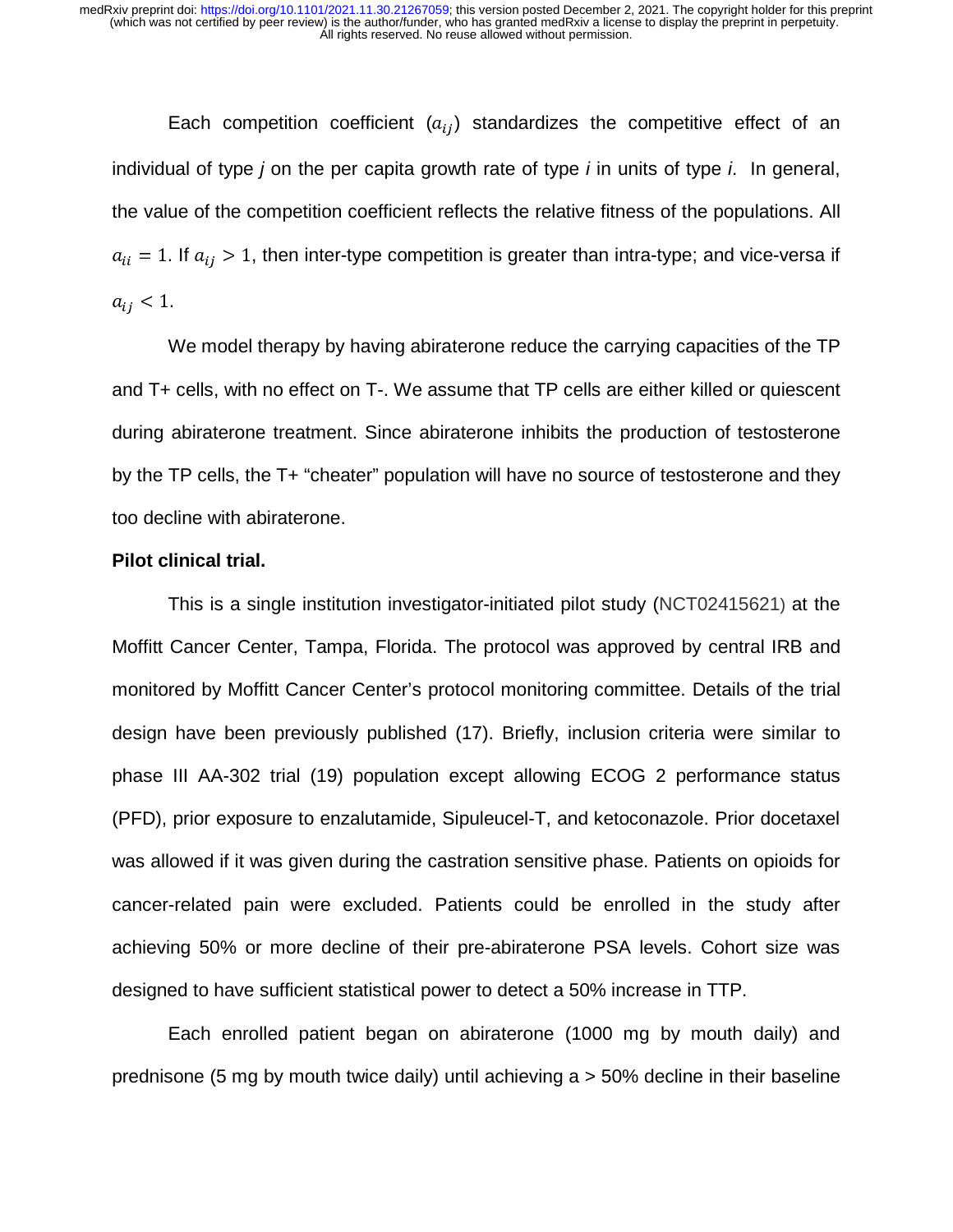Each competition coefficient ($a_{ij}$) standardizes the competitive effect of an individual of type *j* on the per capita growth rate of type *i* in units of type *i*. In general, the value of the competition coefficient reflects the relative fitness of the populations. All $a_{ii} = 1$. If $a_{ij} > 1$, then inter-type competition is greater than intra-type; and vice-versa if $a_{ij} < 1$.

We model therapy by having abiraterone reduce the carrying capacities of the TP and T+ cells, with no effect on T-. We assume that TP cells are either killed or quiescent during abiraterone treatment. Since abiraterone inhibits the production of testosterone by the TP cells, the T+ "cheater" population will have no source of testosterone and they too decline with abiraterone.

**Pilot clinical trial.**

This is a single institution investigator-initiated pilot study (NCT02415621) at the Moffitt Cancer Center, Tampa, Florida. The protocol was approved by central IRB and monitored by Moffitt Cancer Center's protocol monitoring committee. Details of the trial design have been previously published (17). Briefly, inclusion criteria were similar to phase III AA-302 trial (19) population except allowing ECOG 2 performance status (PFD), prior exposure to enzalutamide, Sipuleucel-T, and ketoconazole. Prior docetaxel was allowed if it was given during the castration sensitive phase. Patients on opioids for cancer-related pain were excluded. Patients could be enrolled in the study after achieving 50% or more decline of their pre-abiraterone PSA levels. Cohort size was designed to have sufficient statistical power to detect a 50% increase in TTP.

Each enrolled patient began on abiraterone (1000 mg by mouth daily) and prednisone (5 mg by mouth twice daily) until achieving a > 50% decline in their baseline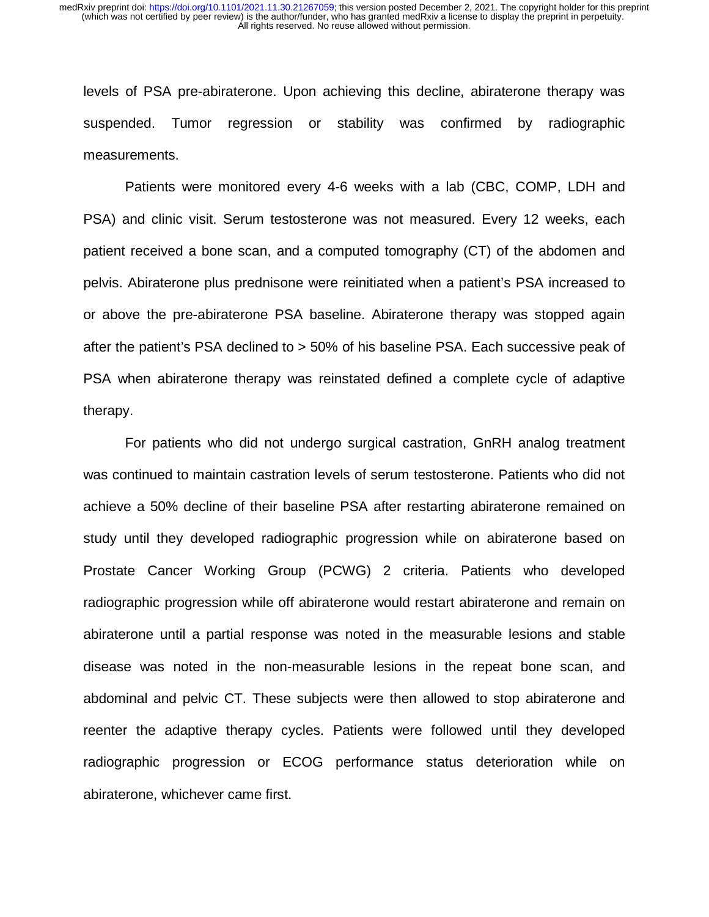levels of PSA pre-abiraterone. Upon achieving this decline, abiraterone therapy was suspended. Tumor regression or stability was confirmed by radiographic measurements.

Patients were monitored every 4-6 weeks with a lab (CBC, COMP, LDH and PSA) and clinic visit. Serum testosterone was not measured. Every 12 weeks, each patient received a bone scan, and a computed tomography (CT) of the abdomen and pelvis. Abiraterone plus prednisone were reinitiated when a patient's PSA increased to or above the pre-abiraterone PSA baseline. Abiraterone therapy was stopped again after the patient's PSA declined to > 50% of his baseline PSA. Each successive peak of PSA when abiraterone therapy was reinstated defined a complete cycle of adaptive therapy.

For patients who did not undergo surgical castration, GnRH analog treatment was continued to maintain castration levels of serum testosterone. Patients who did not achieve a 50% decline of their baseline PSA after restarting abiraterone remained on study until they developed radiographic progression while on abiraterone based on Prostate Cancer Working Group (PCWG) 2 criteria. Patients who developed radiographic progression while off abiraterone would restart abiraterone and remain on abiraterone until a partial response was noted in the measurable lesions and stable disease was noted in the non-measurable lesions in the repeat bone scan, and abdominal and pelvic CT. These subjects were then allowed to stop abiraterone and reenter the adaptive therapy cycles. Patients were followed until they developed radiographic progression or ECOG performance status deterioration while on abiraterone, whichever came first.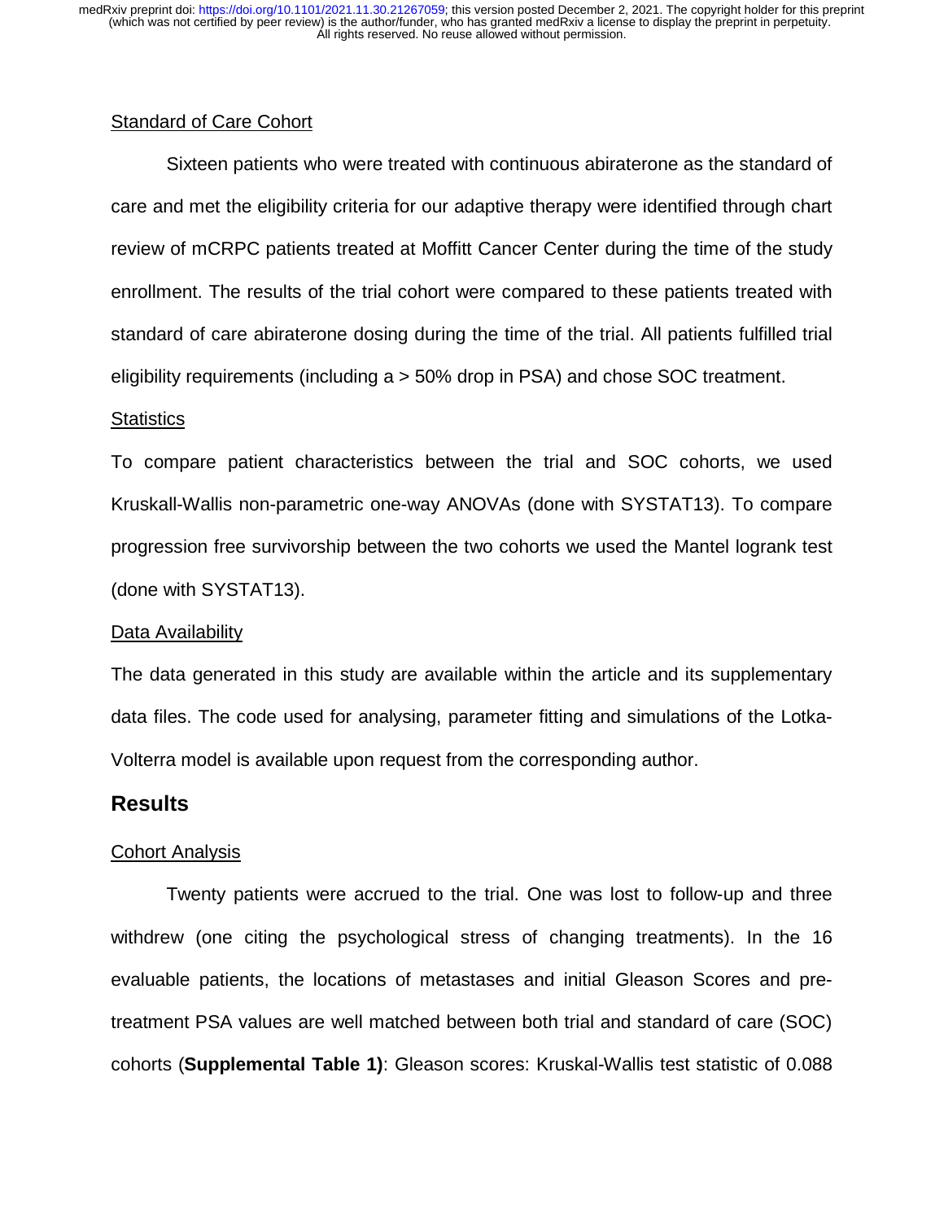Standard of Care Cohort

Sixteen patients who were treated with continuous abiraterone as the standard of care and met the eligibility criteria for our adaptive therapy were identified through chart review of mCRPC patients treated at Moffitt Cancer Center during the time of the study enrollment. The results of the trial cohort were compared to these patients treated with standard of care abiraterone dosing during the time of the trial. All patients fulfilled trial eligibility requirements (including a > 50% drop in PSA) and chose SOC treatment.

Statistics

To compare patient characteristics between the trial and SOC cohorts, we used Kruskall-Wallis non-parametric one-way ANOVAs (done with SYSTAT13). To compare progression free survivorship between the two cohorts we used the Mantel logrank test (done with SYSTAT13).

Data Availability

The data generated in this study are available within the article and its supplementary data files. The code used for analysing, parameter fitting and simulations of the Lotka-Volterra model is available upon request from the corresponding author.

## Results

Cohort Analysis

Twenty patients were accrued to the trial. One was lost to follow-up and three withdrew (one citing the psychological stress of changing treatments). In the 16 evaluable patients, the locations of metastases and initial Gleason Scores and pre-treatment PSA values are well matched between both trial and standard of care (SOC) cohorts (**Supplemental Table 1)**: Gleason scores: Kruskal-Wallis test statistic of 0.088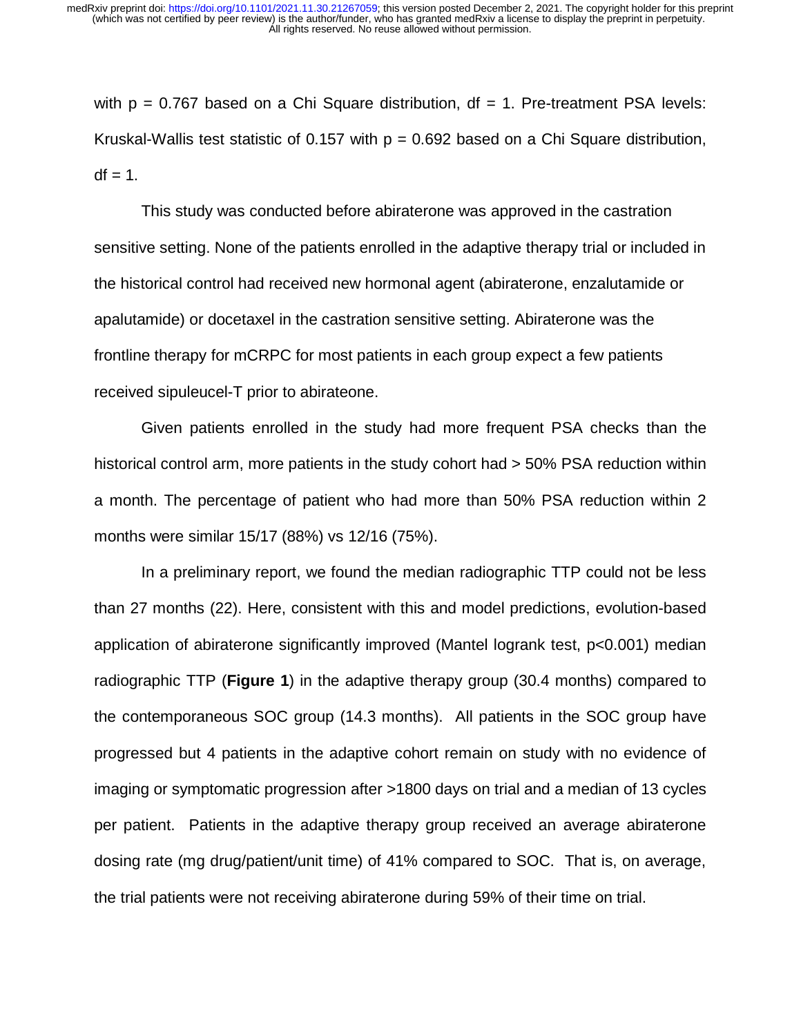with $p = 0.767$ based on a Chi Square distribution, $df = 1$. Pre-treatment PSA levels: Kruskal-Wallis test statistic of 0.157 with $p = 0.692$ based on a Chi Square distribution, $df = 1$.

This study was conducted before abiraterone was approved in the castration sensitive setting. None of the patients enrolled in the adaptive therapy trial or included in the historical control had received new hormonal agent (abiraterone, enzalutamide or apalutamide) or docetaxel in the castration sensitive setting. Abiraterone was the frontline therapy for mCRPC for most patients in each group expect a few patients received sipuleucel-T prior to abirateone.

Given patients enrolled in the study had more frequent PSA checks than the historical control arm, more patients in the study cohort had > 50% PSA reduction within a month. The percentage of patient who had more than 50% PSA reduction within 2 months were similar 15/17 (88%) vs 12/16 (75%).

In a preliminary report, we found the median radiographic TTP could not be less than 27 months (22). Here, consistent with this and model predictions, evolution-based application of abiraterone significantly improved (Mantel logrank test, $p<0.001$) median radiographic TTP (**Figure 1**) in the adaptive therapy group (30.4 months) compared to the contemporaneous SOC group (14.3 months). All patients in the SOC group have progressed but 4 patients in the adaptive cohort remain on study with no evidence of imaging or symptomatic progression after >1800 days on trial and a median of 13 cycles per patient. Patients in the adaptive therapy group received an average abiraterone dosing rate (mg drug/patient/unit time) of 41% compared to SOC. That is, on average, the trial patients were not receiving abiraterone during 59% of their time on trial.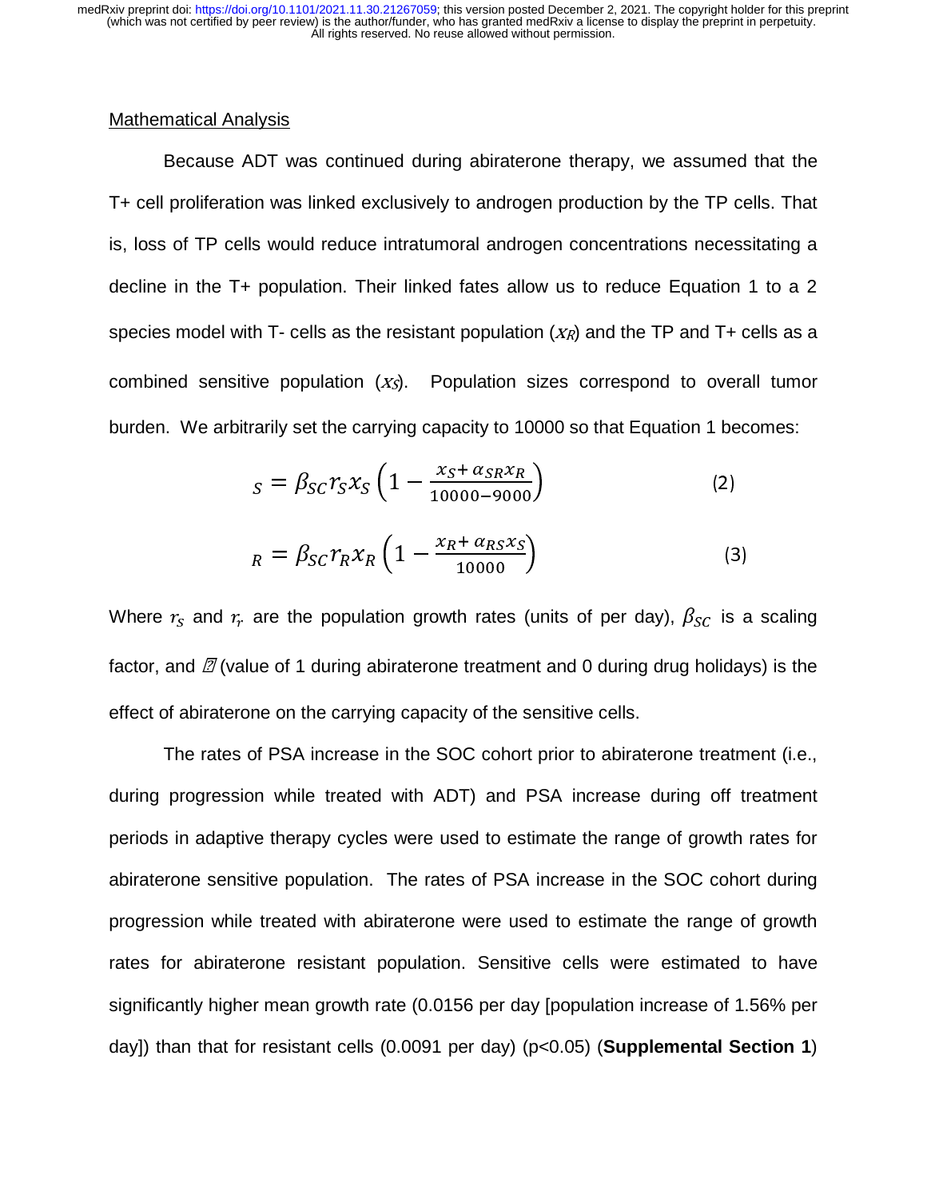Mathematical Analysis

Because ADT was continued during abiraterone therapy, we assumed that the T+ cell proliferation was linked exclusively to androgen production by the TP cells. That is, loss of TP cells would reduce intratumoral androgen concentrations necessitating a decline in the T+ population. Their linked fates allow us to reduce Equation 1 to a 2 species model with T- cells as the resistant population ($x_R$) and the TP and T+ cells as a combined sensitive population ($x_S$). Population sizes correspond to overall tumor burden. We arbitrarily set the carrying capacity to 10000 so that Equation 1 becomes:

$$_S = \beta_{SC} r_S x_S \left(1 - \frac{x_S + \alpha_{SR} x_R}{10000 - 9000}\right) \tag{2}$$

$$_R = \beta_{SC} r_R x_R \left(1 - \frac{x_R + \alpha_{RS} x_S}{10000}\right) \tag{3}$$

Where $r_S$ and $r_r$ are the population growth rates (units of per day), $\beta_{SC}$ is a scaling factor, and ▯ (value of 1 during abiraterone treatment and 0 during drug holidays) is the effect of abiraterone on the carrying capacity of the sensitive cells.

The rates of PSA increase in the SOC cohort prior to abiraterone treatment (i.e., during progression while treated with ADT) and PSA increase during off treatment periods in adaptive therapy cycles were used to estimate the range of growth rates for abiraterone sensitive population. The rates of PSA increase in the SOC cohort during progression while treated with abiraterone were used to estimate the range of growth rates for abiraterone resistant population. Sensitive cells were estimated to have significantly higher mean growth rate (0.0156 per day [population increase of 1.56% per day]) than that for resistant cells (0.0091 per day) ($p<0.05$) (**Supplemental Section 1**)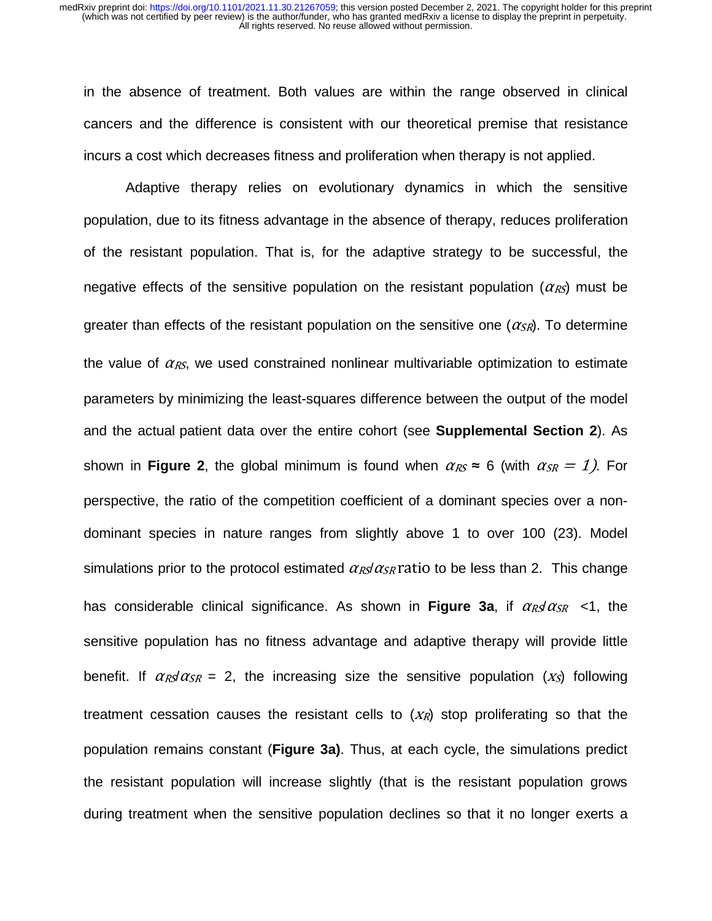in the absence of treatment. Both values are within the range observed in clinical cancers and the difference is consistent with our theoretical premise that resistance incurs a cost which decreases fitness and proliferation when therapy is not applied.

Adaptive therapy relies on evolutionary dynamics in which the sensitive population, due to its fitness advantage in the absence of therapy, reduces proliferation of the resistant population. That is, for the adaptive strategy to be successful, the negative effects of the sensitive population on the resistant population ($\alpha_{RS}$) must be greater than effects of the resistant population on the sensitive one ($\alpha_{SR}$). To determine the value of $\alpha_{RS}$, we used constrained nonlinear multivariable optimization to estimate parameters by minimizing the least-squares difference between the output of the model and the actual patient data over the entire cohort (see **Supplemental Section 2**). As shown in **Figure 2**, the global minimum is found when $\alpha_{RS} \approx 6$ (with $\alpha_{SR} = 1$). For perspective, the ratio of the competition coefficient of a dominant species over a non-dominant species in nature ranges from slightly above 1 to over 100 (23). Model simulations prior to the protocol estimated $\alpha_{RS}/\alpha_{SR}$ ratio to be less than 2. This change has considerable clinical significance. As shown in **Figure 3a**, if $\alpha_{RS}/\alpha_{SR} < 1$, the sensitive population has no fitness advantage and adaptive therapy will provide little benefit. If $\alpha_{RS}/\alpha_{SR} = 2$, the increasing size the sensitive population ($x_S$) following treatment cessation causes the resistant cells to ($x_R$) stop proliferating so that the population remains constant (**Figure 3a)**. Thus, at each cycle, the simulations predict the resistant population will increase slightly (that is the resistant population grows during treatment when the sensitive population declines so that it no longer exerts a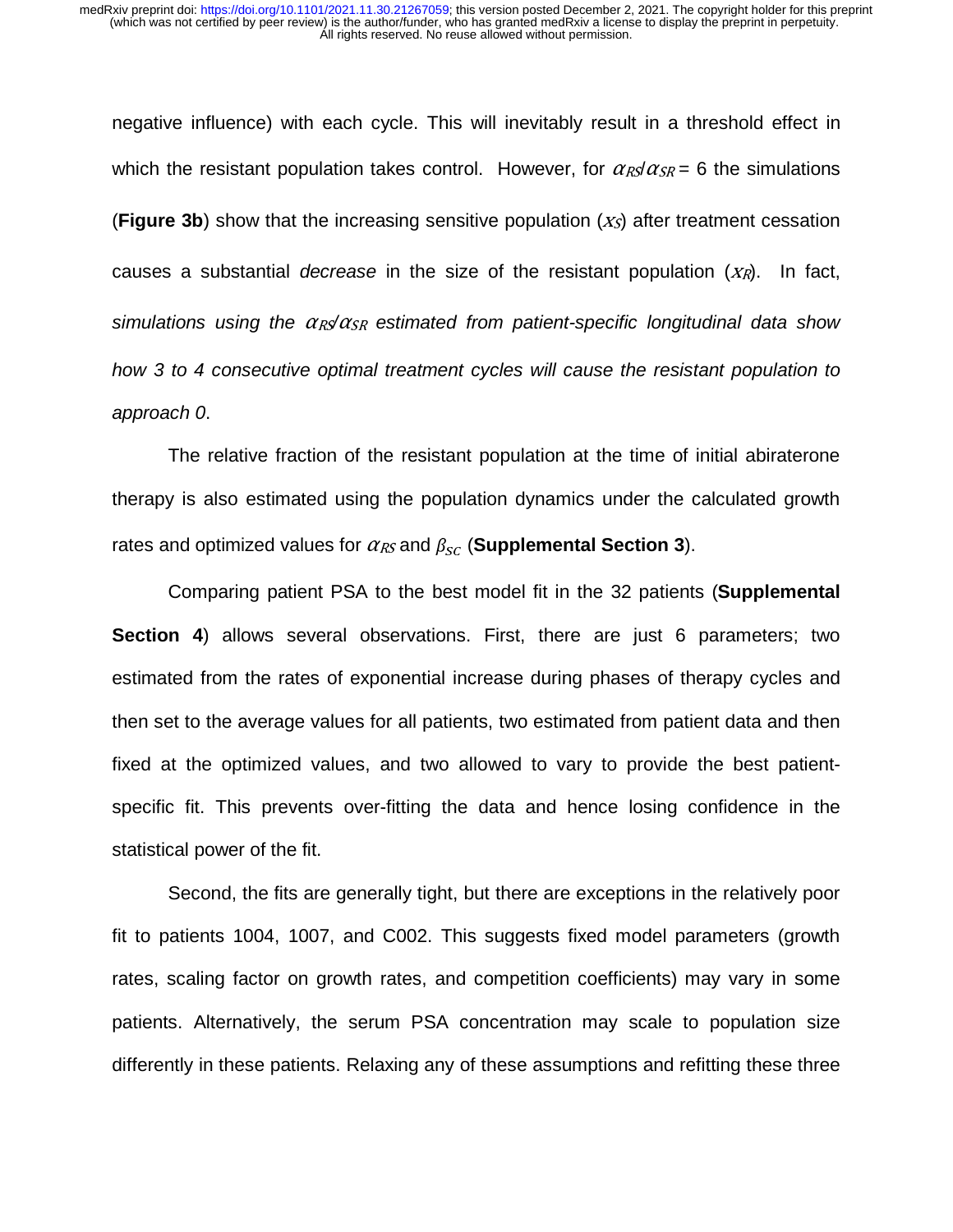negative influence) with each cycle. This will inevitably result in a threshold effect in which the resistant population takes control. However, for $\alpha_{RS}/\alpha_{SR} = 6$ the simulations (**Figure 3b**) show that the increasing sensitive population ($x_S$) after treatment cessation causes a substantial *decrease* in the size of the resistant population ($x_R$). In fact, *simulations using the $\alpha_{RS}/\alpha_{SR}$ estimated from patient-specific longitudinal data show how 3 to 4 consecutive optimal treatment cycles will cause the resistant population to approach 0*.

The relative fraction of the resistant population at the time of initial abiraterone therapy is also estimated using the population dynamics under the calculated growth rates and optimized values for $\alpha_{RS}$ and $\beta_{SC}$ (**Supplemental Section 3**).

Comparing patient PSA to the best model fit in the 32 patients (**Supplemental Section 4**) allows several observations. First, there are just 6 parameters; two estimated from the rates of exponential increase during phases of therapy cycles and then set to the average values for all patients, two estimated from patient data and then fixed at the optimized values, and two allowed to vary to provide the best patient-specific fit. This prevents over-fitting the data and hence losing confidence in the statistical power of the fit.

Second, the fits are generally tight, but there are exceptions in the relatively poor fit to patients 1004, 1007, and C002. This suggests fixed model parameters (growth rates, scaling factor on growth rates, and competition coefficients) may vary in some patients. Alternatively, the serum PSA concentration may scale to population size differently in these patients. Relaxing any of these assumptions and refitting these three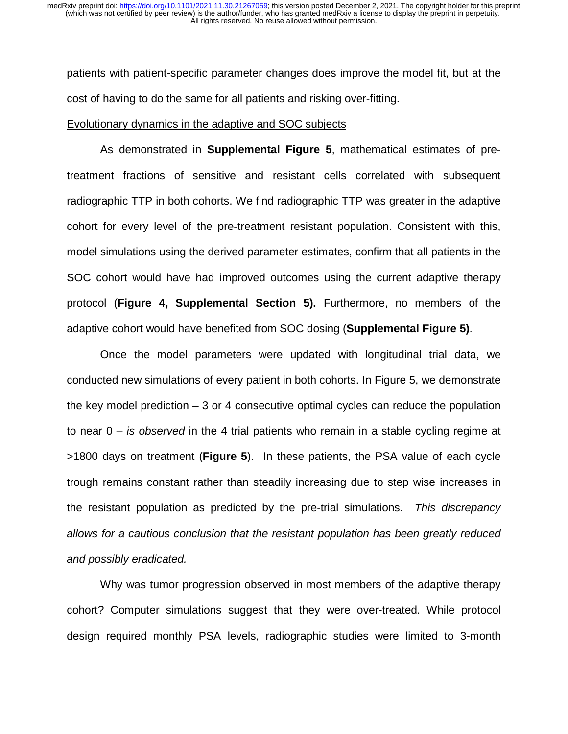patients with patient-specific parameter changes does improve the model fit, but at the cost of having to do the same for all patients and risking over-fitting.

<u>Evolutionary dynamics in the adaptive and SOC subjects</u>

As demonstrated in **Supplemental Figure 5**, mathematical estimates of pre-treatment fractions of sensitive and resistant cells correlated with subsequent radiographic TTP in both cohorts. We find radiographic TTP was greater in the adaptive cohort for every level of the pre-treatment resistant population. Consistent with this, model simulations using the derived parameter estimates, confirm that all patients in the SOC cohort would have had improved outcomes using the current adaptive therapy protocol (**Figure 4, Supplemental Section 5).** Furthermore, no members of the adaptive cohort would have benefited from SOC dosing (**Supplemental Figure 5)**.

Once the model parameters were updated with longitudinal trial data, we conducted new simulations of every patient in both cohorts. In Figure 5, we demonstrate the key model prediction – 3 or 4 consecutive optimal cycles can reduce the population to near 0 – *is observed* in the 4 trial patients who remain in a stable cycling regime at >1800 days on treatment (**Figure 5**). In these patients, the PSA value of each cycle trough remains constant rather than steadily increasing due to step wise increases in the resistant population as predicted by the pre-trial simulations. *This discrepancy allows for a cautious conclusion that the resistant population has been greatly reduced and possibly eradicated.*

Why was tumor progression observed in most members of the adaptive therapy cohort? Computer simulations suggest that they were over-treated. While protocol design required monthly PSA levels, radiographic studies were limited to 3-month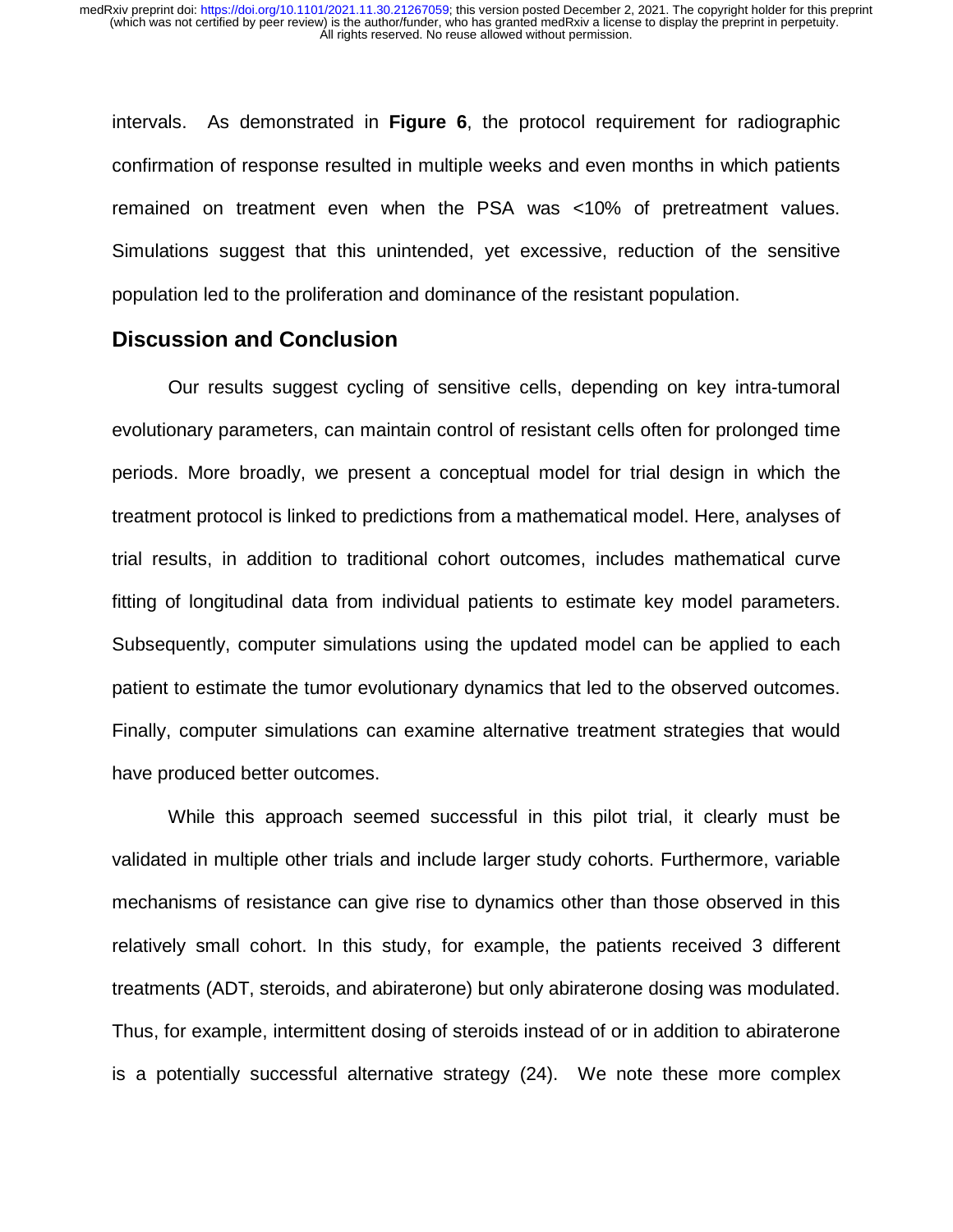intervals. As demonstrated in **Figure 6**, the protocol requirement for radiographic confirmation of response resulted in multiple weeks and even months in which patients remained on treatment even when the PSA was <10% of pretreatment values. Simulations suggest that this unintended, yet excessive, reduction of the sensitive population led to the proliferation and dominance of the resistant population.

## Discussion and Conclusion

Our results suggest cycling of sensitive cells, depending on key intra-tumoral evolutionary parameters, can maintain control of resistant cells often for prolonged time periods. More broadly, we present a conceptual model for trial design in which the treatment protocol is linked to predictions from a mathematical model. Here, analyses of trial results, in addition to traditional cohort outcomes, includes mathematical curve fitting of longitudinal data from individual patients to estimate key model parameters. Subsequently, computer simulations using the updated model can be applied to each patient to estimate the tumor evolutionary dynamics that led to the observed outcomes. Finally, computer simulations can examine alternative treatment strategies that would have produced better outcomes.

While this approach seemed successful in this pilot trial, it clearly must be validated in multiple other trials and include larger study cohorts. Furthermore, variable mechanisms of resistance can give rise to dynamics other than those observed in this relatively small cohort. In this study, for example, the patients received 3 different treatments (ADT, steroids, and abiraterone) but only abiraterone dosing was modulated. Thus, for example, intermittent dosing of steroids instead of or in addition to abiraterone is a potentially successful alternative strategy (24). We note these more complex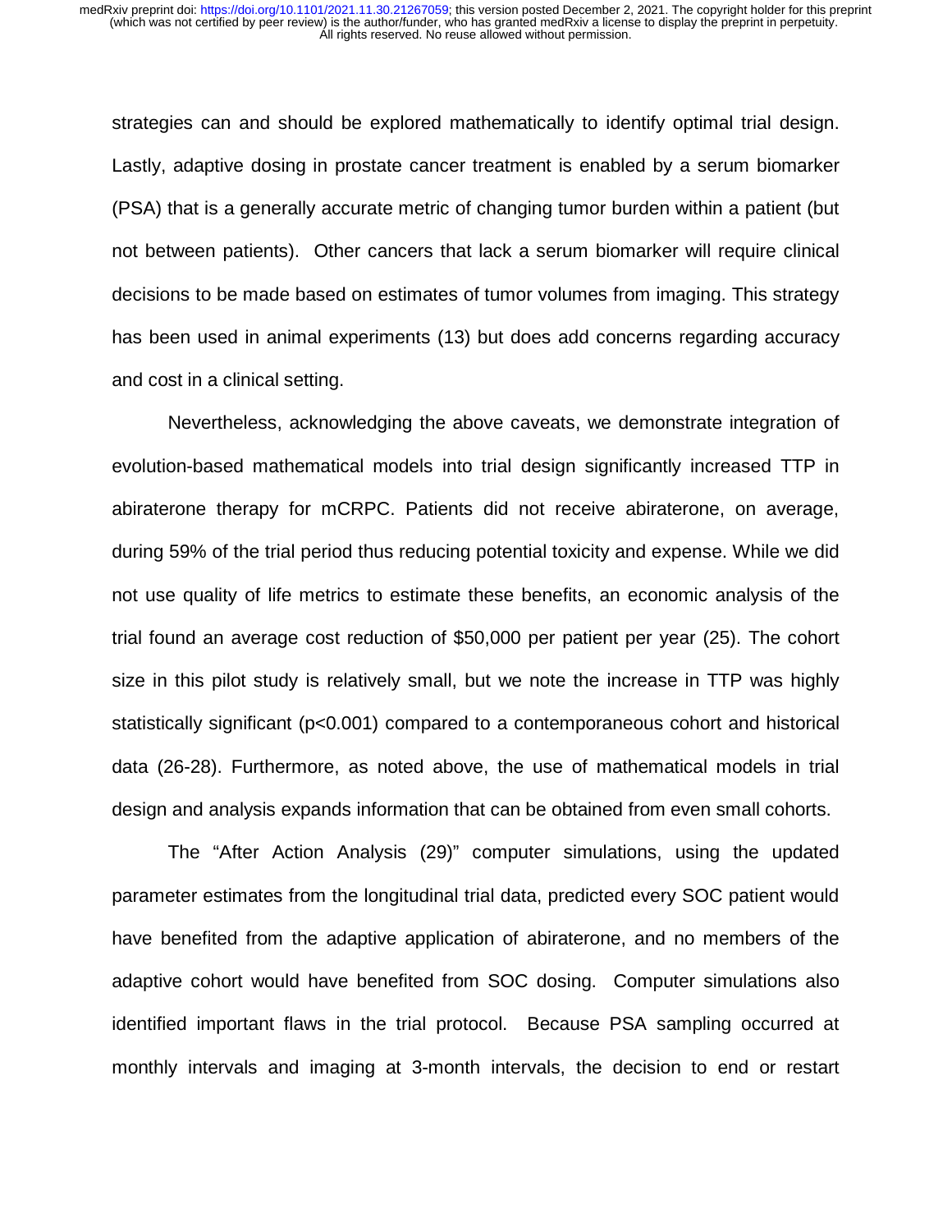strategies can and should be explored mathematically to identify optimal trial design. Lastly, adaptive dosing in prostate cancer treatment is enabled by a serum biomarker (PSA) that is a generally accurate metric of changing tumor burden within a patient (but not between patients). Other cancers that lack a serum biomarker will require clinical decisions to be made based on estimates of tumor volumes from imaging. This strategy has been used in animal experiments (13) but does add concerns regarding accuracy and cost in a clinical setting.

Nevertheless, acknowledging the above caveats, we demonstrate integration of evolution-based mathematical models into trial design significantly increased TTP in abiraterone therapy for mCRPC. Patients did not receive abiraterone, on average, during 59% of the trial period thus reducing potential toxicity and expense. While we did not use quality of life metrics to estimate these benefits, an economic analysis of the trial found an average cost reduction of $50,000 per patient per year (25). The cohort size in this pilot study is relatively small, but we note the increase in TTP was highly statistically significant ($p<0.001$) compared to a contemporaneous cohort and historical data (26-28). Furthermore, as noted above, the use of mathematical models in trial design and analysis expands information that can be obtained from even small cohorts.

The "After Action Analysis (29)" computer simulations, using the updated parameter estimates from the longitudinal trial data, predicted every SOC patient would have benefited from the adaptive application of abiraterone, and no members of the adaptive cohort would have benefited from SOC dosing. Computer simulations also identified important flaws in the trial protocol. Because PSA sampling occurred at monthly intervals and imaging at 3-month intervals, the decision to end or restart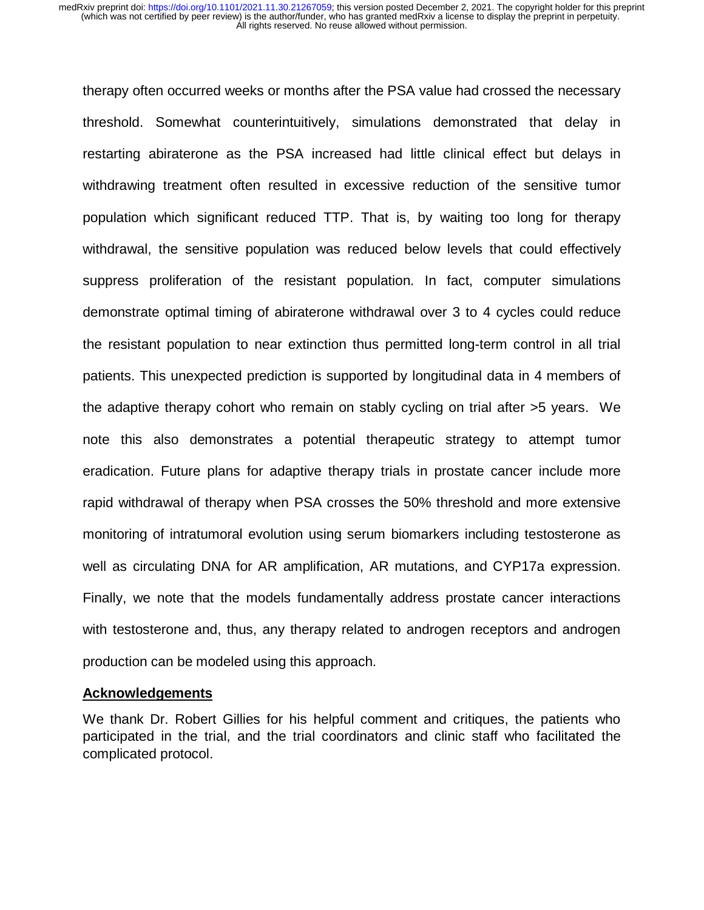therapy often occurred weeks or months after the PSA value had crossed the necessary threshold. Somewhat counterintuitively, simulations demonstrated that delay in restarting abiraterone as the PSA increased had little clinical effect but delays in withdrawing treatment often resulted in excessive reduction of the sensitive tumor population which significant reduced TTP. That is, by waiting too long for therapy withdrawal, the sensitive population was reduced below levels that could effectively suppress proliferation of the resistant population. In fact, computer simulations demonstrate optimal timing of abiraterone withdrawal over 3 to 4 cycles could reduce the resistant population to near extinction thus permitted long-term control in all trial patients. This unexpected prediction is supported by longitudinal data in 4 members of the adaptive therapy cohort who remain on stably cycling on trial after >5 years. We note this also demonstrates a potential therapeutic strategy to attempt tumor eradication. Future plans for adaptive therapy trials in prostate cancer include more rapid withdrawal of therapy when PSA crosses the 50% threshold and more extensive monitoring of intratumoral evolution using serum biomarkers including testosterone as well as circulating DNA for AR amplification, AR mutations, and CYP17a expression. Finally, we note that the models fundamentally address prostate cancer interactions with testosterone and, thus, any therapy related to androgen receptors and androgen production can be modeled using this approach.

## Acknowledgements

We thank Dr. Robert Gillies for his helpful comment and critiques, the patients who participated in the trial, and the trial coordinators and clinic staff who facilitated the complicated protocol.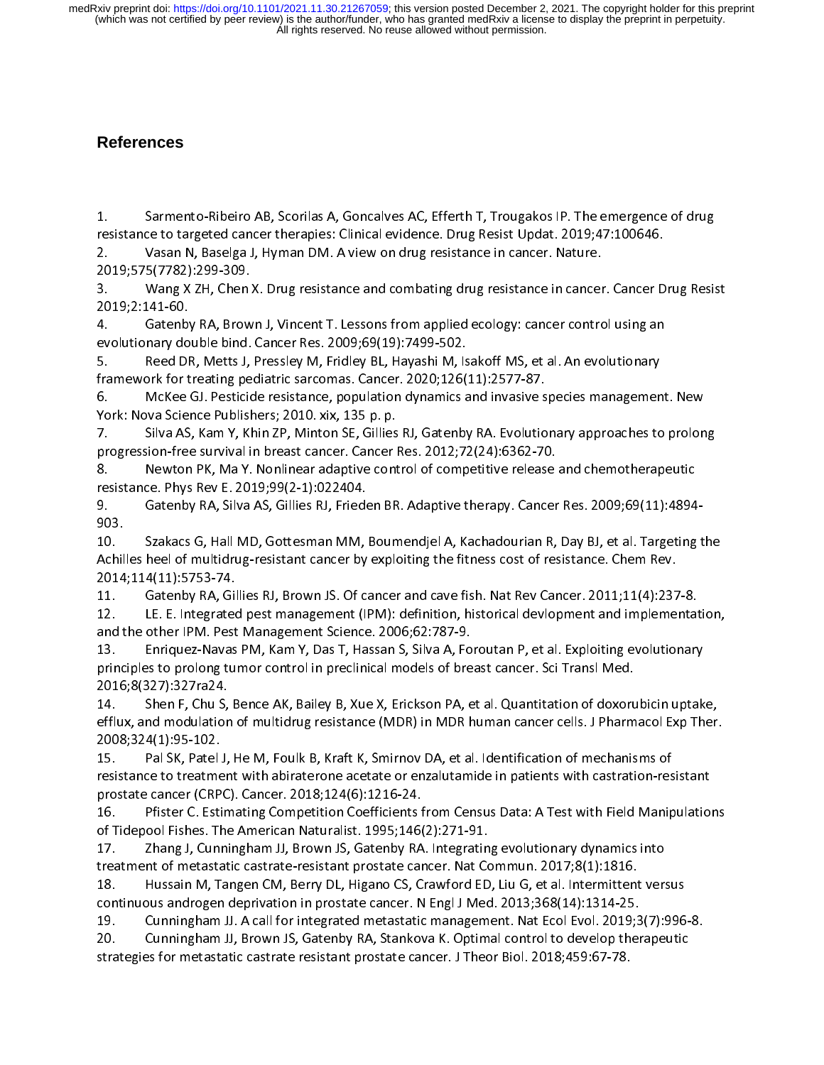# References

1. Sarmento-Ribeiro AB, Scorilas A, Goncalves AC, Efferth T, Trougakos IP. The emergence of drug resistance to targeted cancer therapies: Clinical evidence. Drug Resist Updat. 2019;47:100646.
2. Vasan N, Baselga J, Hyman DM. A view on drug resistance in cancer. Nature. 2019;575(7782):299-309.
3. Wang X ZH, Chen X. Drug resistance and combating drug resistance in cancer. Cancer Drug Resist 2019;2:141-60.
4. Gatenby RA, Brown J, Vincent T. Lessons from applied ecology: cancer control using an evolutionary double bind. Cancer Res. 2009;69(19):7499-502.
5. Reed DR, Metts J, Pressley M, Fridley BL, Hayashi M, Isakoff MS, et al. An evolutionary framework for treating pediatric sarcomas. Cancer. 2020;126(11):2577-87.
6. McKee GJ. Pesticide resistance, population dynamics and invasive species management. New York: Nova Science Publishers; 2010. xix, 135 p. p.
7. Silva AS, Kam Y, Khin ZP, Minton SE, Gillies RJ, Gatenby RA. Evolutionary approaches to prolong progression-free survival in breast cancer. Cancer Res. 2012;72(24):6362-70.
8. Newton PK, Ma Y. Nonlinear adaptive control of competitive release and chemotherapeutic resistance. Phys Rev E. 2019;99(2-1):022404.
9. Gatenby RA, Silva AS, Gillies RJ, Frieden BR. Adaptive therapy. Cancer Res. 2009;69(11):4894-903.
10. Szakacs G, Hall MD, Gottesman MM, Boumendjel A, Kachadourian R, Day BJ, et al. Targeting the Achilles heel of multidrug-resistant cancer by exploiting the fitness cost of resistance. Chem Rev. 2014;114(11):5753-74.
11. Gatenby RA, Gillies RJ, Brown JS. Of cancer and cave fish. Nat Rev Cancer. 2011;11(4):237-8.
12. LE. E. Integrated pest management (IPM): definition, historical devlopment and implementation, and the other IPM. Pest Management Science. 2006;62:787-9.
13. Enriquez-Navas PM, Kam Y, Das T, Hassan S, Silva A, Foroutan P, et al. Exploiting evolutionary principles to prolong tumor control in preclinical models of breast cancer. Sci Transl Med. 2016;8(327):327ra24.
14. Shen F, Chu S, Bence AK, Bailey B, Xue X, Erickson PA, et al. Quantitation of doxorubicin uptake, efflux, and modulation of multidrug resistance (MDR) in MDR human cancer cells. J Pharmacol Exp Ther. 2008;324(1):95-102.
15. Pal SK, Patel J, He M, Foulk B, Kraft K, Smirnov DA, et al. Identification of mechanisms of resistance to treatment with abiraterone acetate or enzalutamide in patients with castration-resistant prostate cancer (CRPC). Cancer. 2018;124(6):1216-24.
16. Pfister C. Estimating Competition Coefficients from Census Data: A Test with Field Manipulations of Tidepool Fishes. The American Naturalist. 1995;146(2):271-91.
17. Zhang J, Cunningham JJ, Brown JS, Gatenby RA. Integrating evolutionary dynamics into treatment of metastatic castrate-resistant prostate cancer. Nat Commun. 2017;8(1):1816.
18. Hussain M, Tangen CM, Berry DL, Higano CS, Crawford ED, Liu G, et al. Intermittent versus continuous androgen deprivation in prostate cancer. N Engl J Med. 2013;368(14):1314-25.
19. Cunningham JJ. A call for integrated metastatic management. Nat Ecol Evol. 2019;3(7):996-8.
20. Cunningham JJ, Brown JS, Gatenby RA, Stankova K. Optimal control to develop therapeutic strategies for metastatic castrate resistant prostate cancer. J Theor Biol. 2018;459:67-78.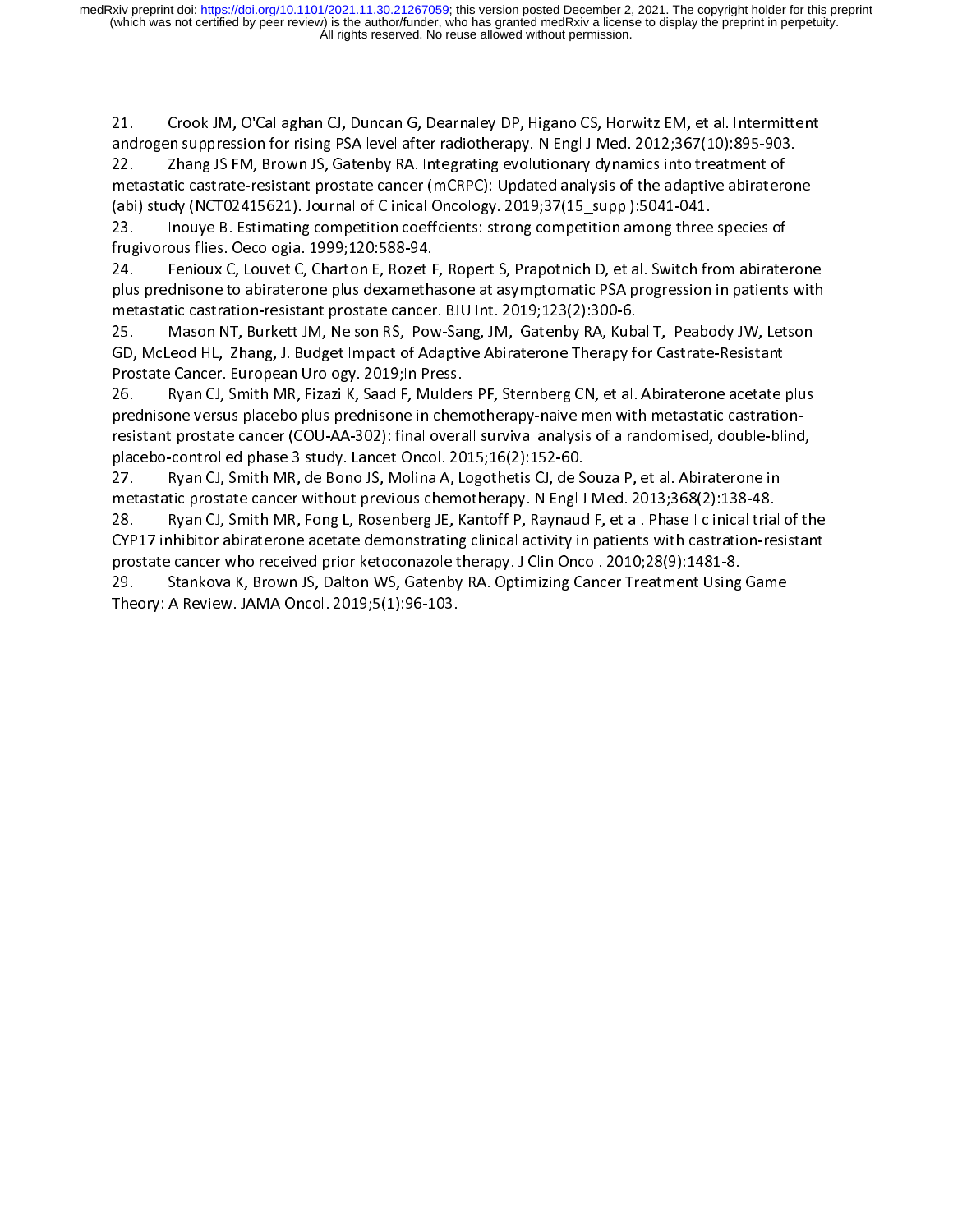21. Crook JM, O'Callaghan CJ, Duncan G, Dearnaley DP, Higano CS, Horwitz EM, et al. Intermittent androgen suppression for rising PSA level after radiotherapy. N Engl J Med. 2012;367(10):895-903.

22. Zhang JS FM, Brown JS, Gatenby RA. Integrating evolutionary dynamics into treatment of metastatic castrate-resistant prostate cancer (mCRPC): Updated analysis of the adaptive abiraterone (abi) study (NCT02415621). Journal of Clinical Oncology. 2019;37(15_suppl):5041-041.

23. Inouye B. Estimating competition coeffcients: strong competition among three species of frugivorous flies. Oecologia. 1999;120:588-94.

24. Fenioux C, Louvet C, Charton E, Rozet F, Ropert S, Prapotnich D, et al. Switch from abiraterone plus prednisone to abiraterone plus dexamethasone at asymptomatic PSA progression in patients with metastatic castration-resistant prostate cancer. BJU Int. 2019;123(2):300-6.

25. Mason NT, Burkett JM, Nelson RS, Pow-Sang, JM, Gatenby RA, Kubal T, Peabody JW, Letson GD, McLeod HL, Zhang, J. Budget Impact of Adaptive Abiraterone Therapy for Castrate-Resistant Prostate Cancer. European Urology. 2019;In Press.

26. Ryan CJ, Smith MR, Fizazi K, Saad F, Mulders PF, Sternberg CN, et al. Abiraterone acetate plus prednisone versus placebo plus prednisone in chemotherapy-naive men with metastatic castration-resistant prostate cancer (COU-AA-302): final overall survival analysis of a randomised, double-blind, placebo-controlled phase 3 study. Lancet Oncol. 2015;16(2):152-60.

27. Ryan CJ, Smith MR, de Bono JS, Molina A, Logothetis CJ, de Souza P, et al. Abiraterone in metastatic prostate cancer without previous chemotherapy. N Engl J Med. 2013;368(2):138-48.

28. Ryan CJ, Smith MR, Fong L, Rosenberg JE, Kantoff P, Raynaud F, et al. Phase I clinical trial of the CYP17 inhibitor abiraterone acetate demonstrating clinical activity in patients with castration-resistant prostate cancer who received prior ketoconazole therapy. J Clin Oncol. 2010;28(9):1481-8.

29. Stankova K, Brown JS, Dalton WS, Gatenby RA. Optimizing Cancer Treatment Using Game Theory: A Review. JAMA Oncol. 2019;5(1):96-103.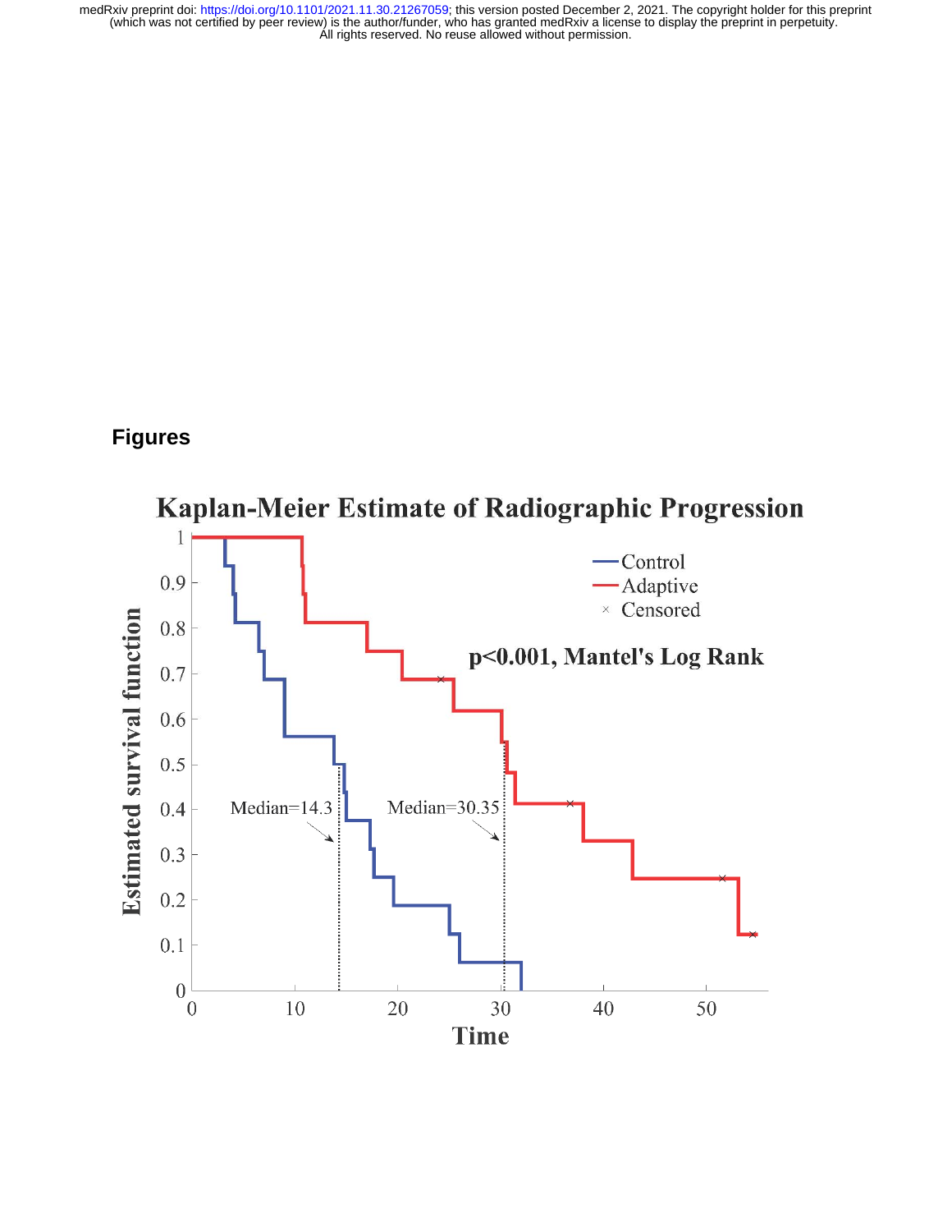## Figures

Kaplan-Meier Estimate of Radiographic Progression

Estimated survival function

Time

Control

Adaptive

× Censored

p<0.001, Mantel's Log Rank

Median=14.3

Median=30.35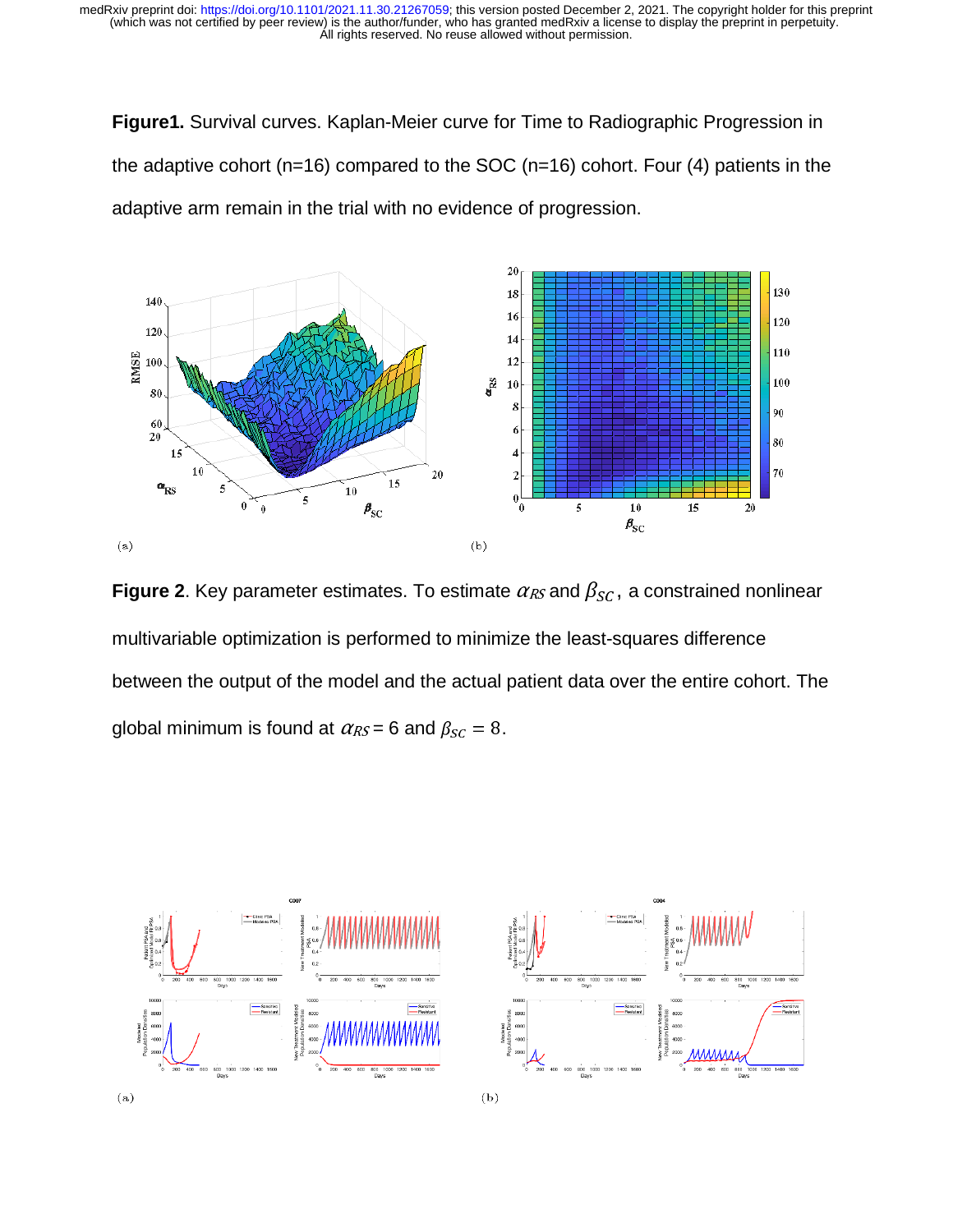**Figure1.** Survival curves. Kaplan-Meier curve for Time to Radiographic Progression in the adaptive cohort (n=16) compared to the SOC (n=16) cohort. Four (4) patients in the adaptive arm remain in the trial with no evidence of progression.

**Figure 2**. Key parameter estimates. To estimate $\alpha_{RS}$ and $\beta_{SC}$, a constrained nonlinear multivariable optimization is performed to minimize the least-squares difference between the output of the model and the actual patient data over the entire cohort. The global minimum is found at $\alpha_{RS} = 6$ and $\beta_{SC} = 8$.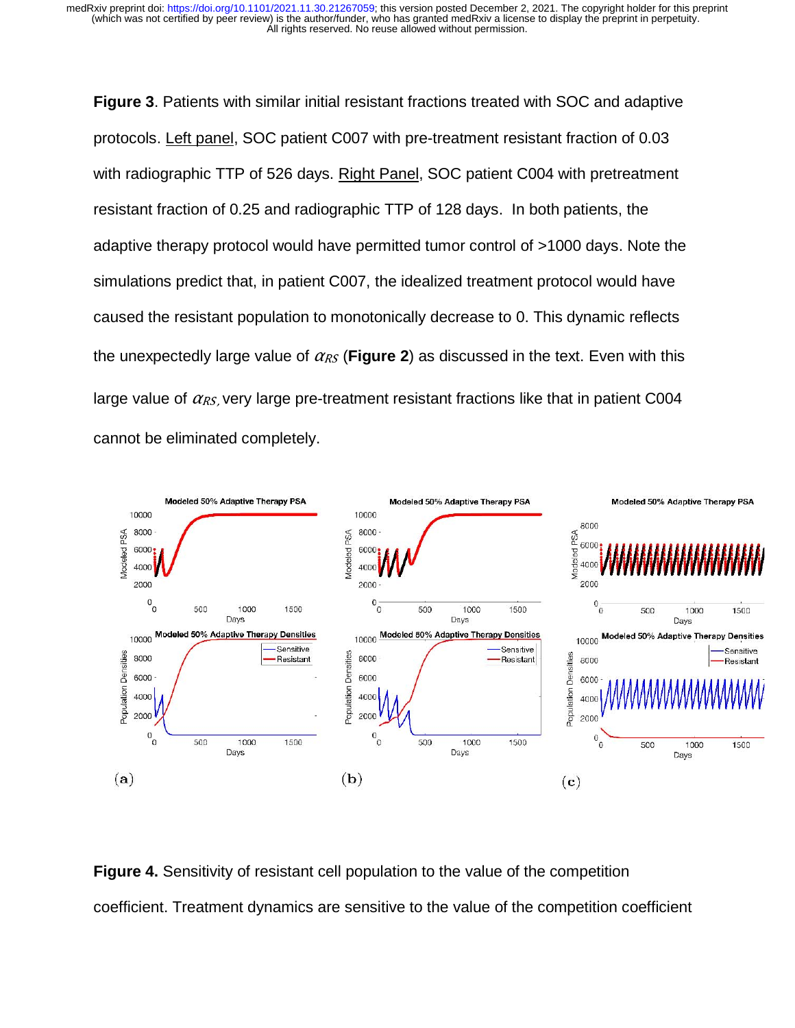**Figure 3**. Patients with similar initial resistant fractions treated with SOC and adaptive protocols. Left panel, SOC patient C007 with pre-treatment resistant fraction of 0.03 with radiographic TTP of 526 days. Right Panel, SOC patient C004 with pretreatment resistant fraction of 0.25 and radiographic TTP of 128 days. In both patients, the adaptive therapy protocol would have permitted tumor control of >1000 days. Note the simulations predict that, in patient C007, the idealized treatment protocol would have caused the resistant population to monotonically decrease to 0. This dynamic reflects the unexpectedly large value of $\alpha_{RS}$ (**Figure 2**) as discussed in the text. Even with this large value of $\alpha_{RS}$, very large pre-treatment resistant fractions like that in patient C004 cannot be eliminated completely.

**Figure 4.** Sensitivity of resistant cell population to the value of the competition coefficient. Treatment dynamics are sensitive to the value of the competition coefficient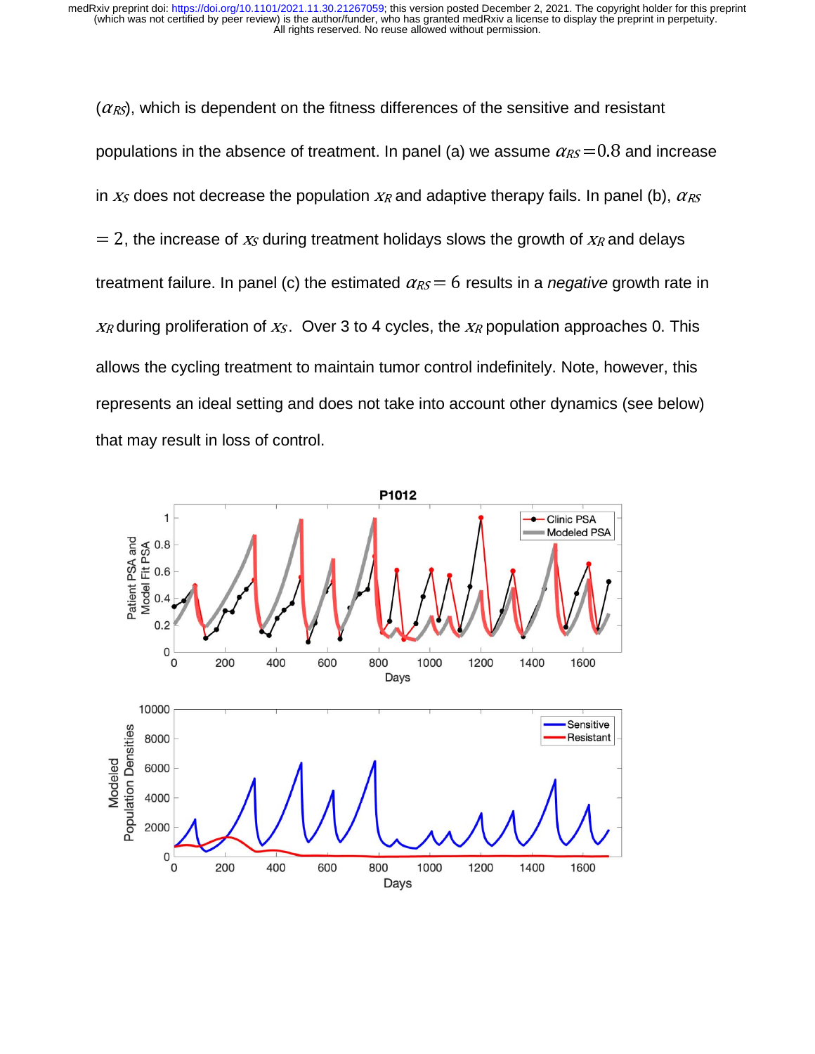($\alpha_{RS}$), which is dependent on the fitness differences of the sensitive and resistant populations in the absence of treatment. In panel (a) we assume $\alpha_{RS}=0.8$ and increase in $x_S$ does not decrease the population $x_R$ and adaptive therapy fails. In panel (b), $\alpha_{RS} = 2$, the increase of $x_S$ during treatment holidays slows the growth of $x_R$ and delays treatment failure. In panel (c) the estimated $\alpha_{RS} = 6$ results in a *negative* growth rate in $x_R$ during proliferation of $x_S$. Over 3 to 4 cycles, the $x_R$ population approaches 0. This allows the cycling treatment to maintain tumor control indefinitely. Note, however, this represents an ideal setting and does not take into account other dynamics (see below) that may result in loss of control.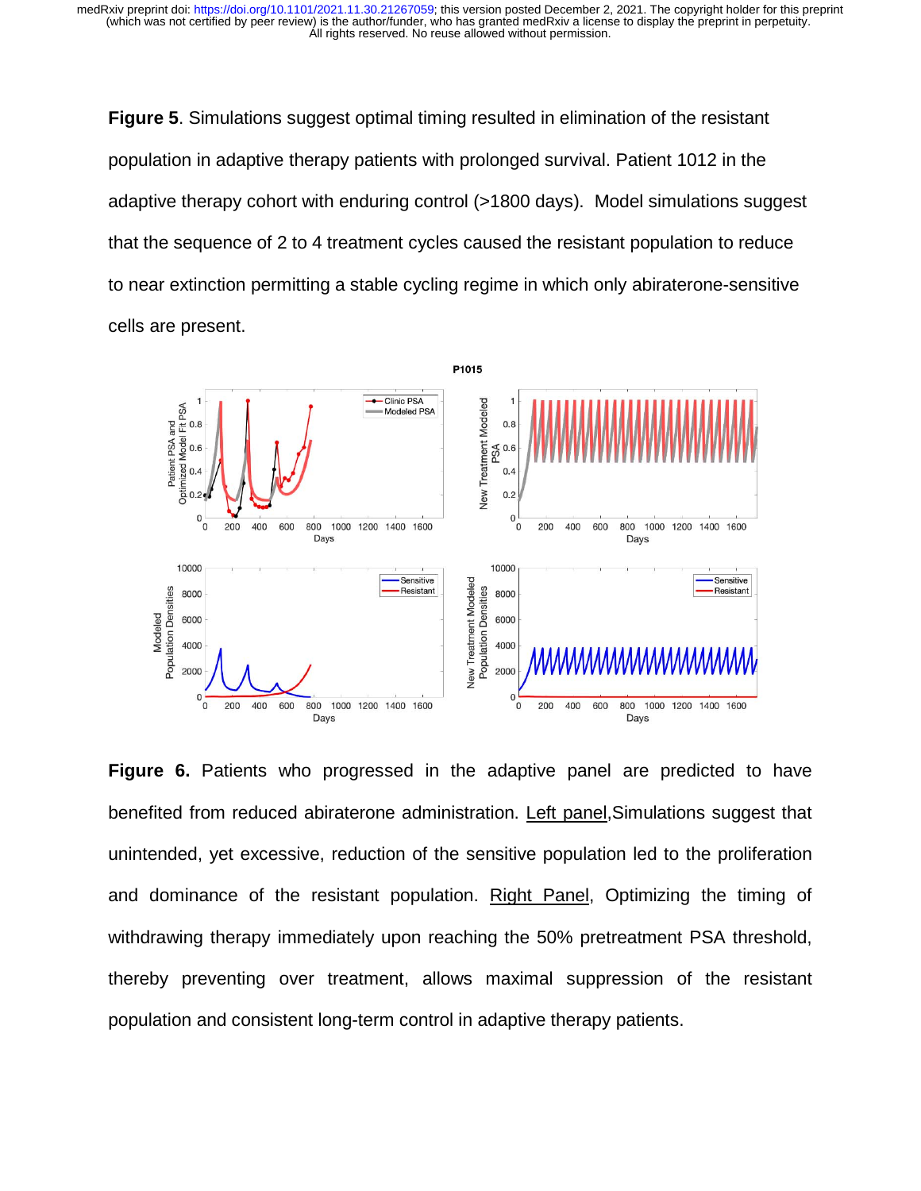**Figure 5**. Simulations suggest optimal timing resulted in elimination of the resistant population in adaptive therapy patients with prolonged survival. Patient 1012 in the adaptive therapy cohort with enduring control (>1800 days). Model simulations suggest that the sequence of 2 to 4 treatment cycles caused the resistant population to reduce to near extinction permitting a stable cycling regime in which only abiraterone-sensitive cells are present.

P1015

Patient PSA and Optimized Model Fit PSA

Clinic PSA
Modeled PSA

Days

New Treatment Modeled PSA

Days

Modeled Population Densities

Sensitive
Resistant

Days

New Treatment Modeled Population Densities

Sensitive
Resistant

Days

**Figure 6.** Patients who progressed in the adaptive panel are predicted to have benefited from reduced abiraterone administration. Left panel, Simulations suggest that unintended, yet excessive, reduction of the sensitive population led to the proliferation and dominance of the resistant population. Right Panel, Optimizing the timing of withdrawing therapy immediately upon reaching the 50% pretreatment PSA threshold, thereby preventing over treatment, allows maximal suppression of the resistant population and consistent long-term control in adaptive therapy patients.